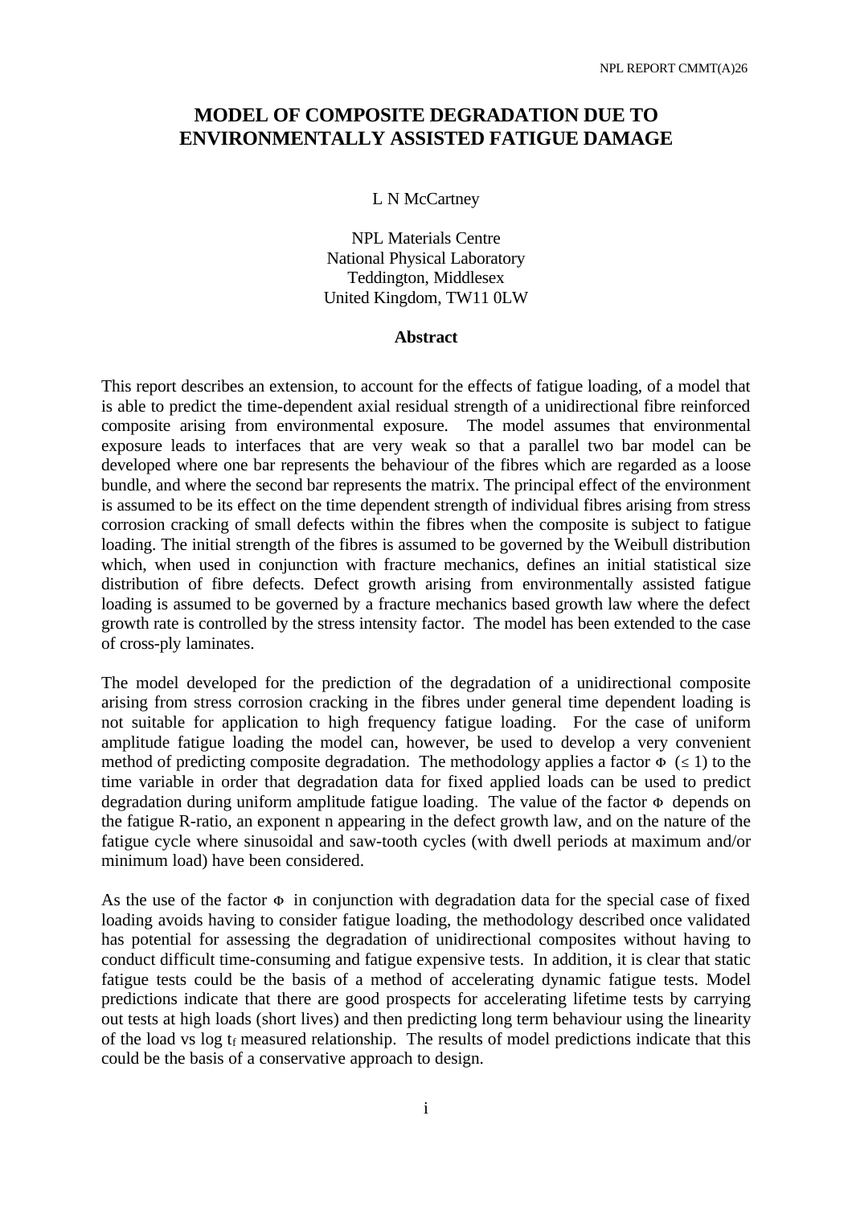# MODEL OF COMPOSITE DEGRADATION DUE TO ENVIRONMENTALLY ASSISTED FATIGUE DAMAGE

L N McCartney

NPL Materials Centre
National Physical Laboratory
Teddington, Middlesex
United Kingdom, TW11 0LW

## Abstract

This report describes an extension, to account for the effects of fatigue loading, of a model that is able to predict the time-dependent axial residual strength of a unidirectional fibre reinforced composite arising from environmental exposure. The model assumes that environmental exposure leads to interfaces that are very weak so that a parallel two bar model can be developed where one bar represents the behaviour of the fibres which are regarded as a loose bundle, and where the second bar represents the matrix. The principal effect of the environment is assumed to be its effect on the time dependent strength of individual fibres arising from stress corrosion cracking of small defects within the fibres when the composite is subject to fatigue loading. The initial strength of the fibres is assumed to be governed by the Weibull distribution which, when used in conjunction with fracture mechanics, defines an initial statistical size distribution of fibre defects. Defect growth arising from environmentally assisted fatigue loading is assumed to be governed by a fracture mechanics based growth law where the defect growth rate is controlled by the stress intensity factor. The model has been extended to the case of cross-ply laminates.

The model developed for the prediction of the degradation of a unidirectional composite arising from stress corrosion cracking in the fibres under general time dependent loading is not suitable for application to high frequency fatigue loading. For the case of uniform amplitude fatigue loading the model can, however, be used to develop a very convenient method of predicting composite degradation. The methodology applies a factor $\Phi$ ($\leq 1$) to the time variable in order that degradation data for fixed applied loads can be used to predict degradation during uniform amplitude fatigue loading. The value of the factor $\Phi$ depends on the fatigue R-ratio, an exponent n appearing in the defect growth law, and on the nature of the fatigue cycle where sinusoidal and saw-tooth cycles (with dwell periods at maximum and/or minimum load) have been considered.

As the use of the factor $\Phi$ in conjunction with degradation data for the special case of fixed loading avoids having to consider fatigue loading, the methodology described once validated has potential for assessing the degradation of unidirectional composites without having to conduct difficult time-consuming and fatigue expensive tests. In addition, it is clear that static fatigue tests could be the basis of a method of accelerating dynamic fatigue tests. Model predictions indicate that there are good prospects for accelerating lifetime tests by carrying out tests at high loads (short lives) and then predicting long term behaviour using the linearity of the load vs log $t_f$ measured relationship. The results of model predictions indicate that this could be the basis of a conservative approach to design.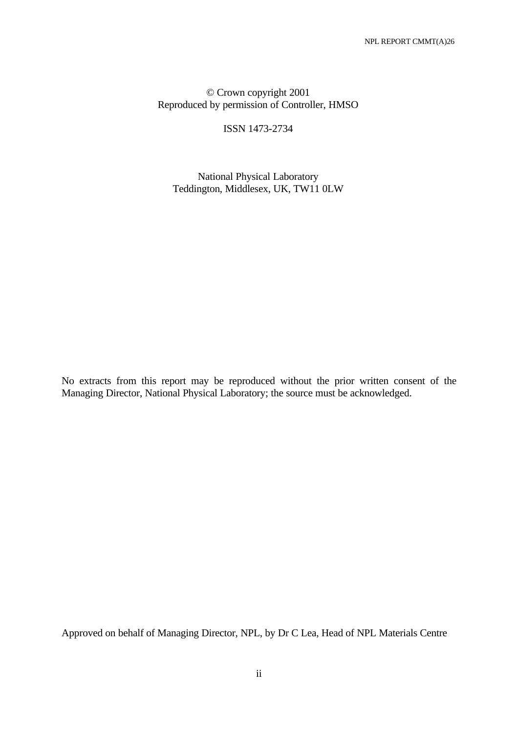© Crown copyright 2001
Reproduced by permission of Controller, HMSO

ISSN 1473-2734

National Physical Laboratory
Teddington, Middlesex, UK, TW11 0LW

No extracts from this report may be reproduced without the prior written consent of the Managing Director, National Physical Laboratory; the source must be acknowledged.

Approved on behalf of Managing Director, NPL, by Dr C Lea, Head of NPL Materials Centre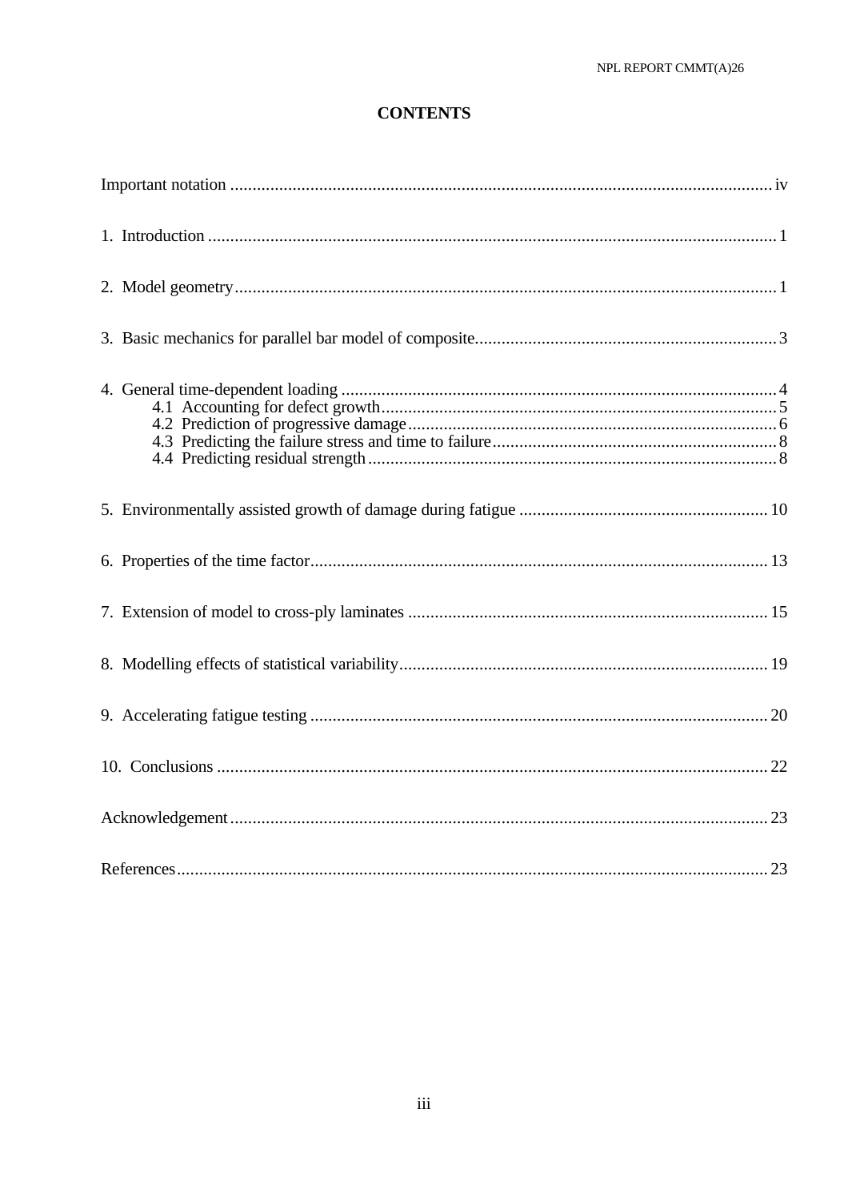# CONTENTS

Important notation ..... iv

1. Introduction ..... 1

2. Model geometry ..... 1

3. Basic mechanics for parallel bar model of composite ..... 3

4. General time-dependent loading ..... 4
   - 4.1 Accounting for defect growth ..... 5
   - 4.2 Prediction of progressive damage ..... 6
   - 4.3 Predicting the failure stress and time to failure ..... 8
   - 4.4 Predicting residual strength ..... 8

5. Environmentally assisted growth of damage during fatigue ..... 10

6. Properties of the time factor ..... 13

7. Extension of model to cross-ply laminates ..... 15

8. Modelling effects of statistical variability ..... 19

9. Accelerating fatigue testing ..... 20

10. Conclusions ..... 22

Acknowledgement ..... 23

References ..... 23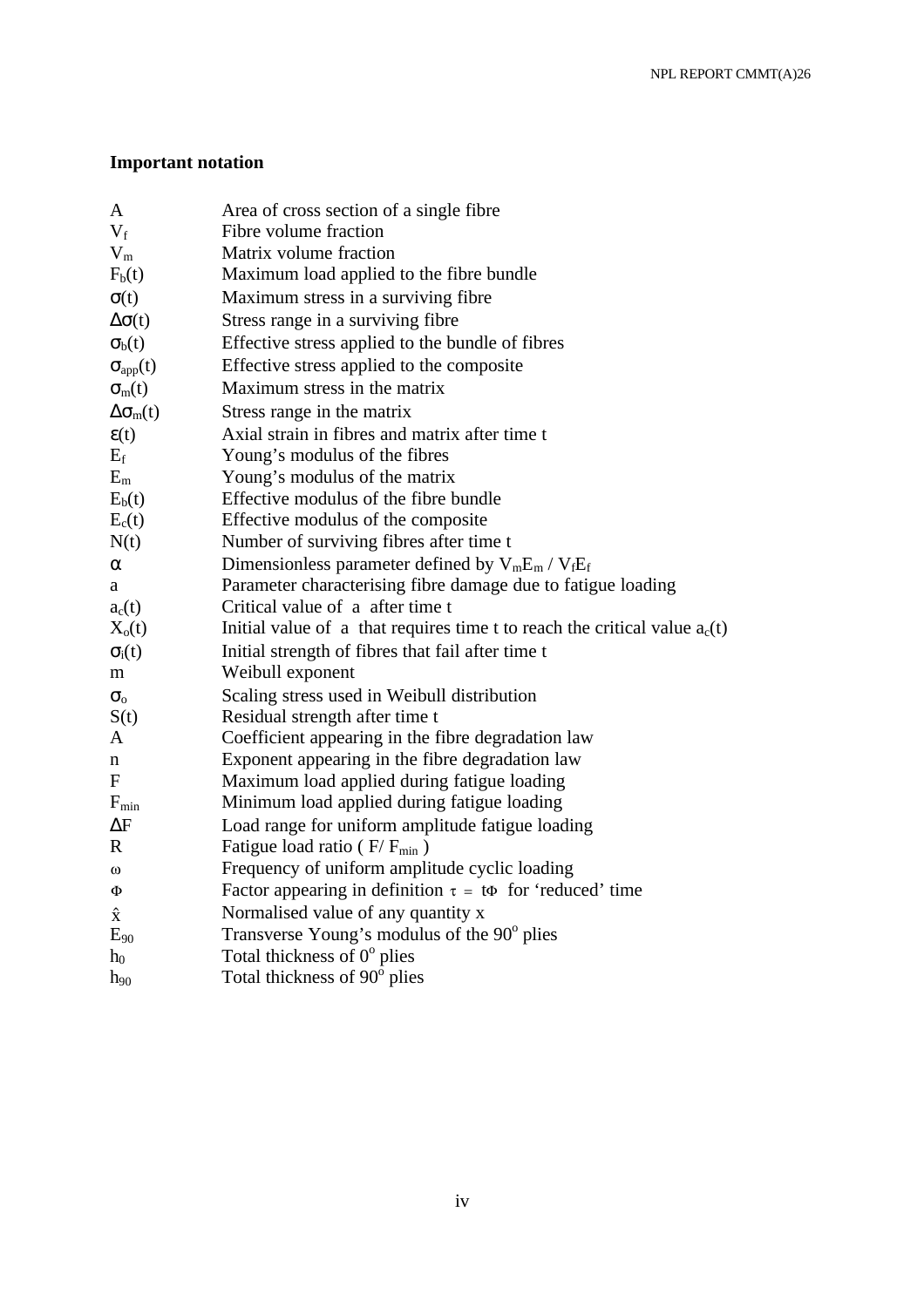## Important notation

| | |
|---|---|
| $A$ | Area of cross section of a single fibre |
| $V_f$ | Fibre volume fraction |
| $V_m$ | Matrix volume fraction |
| $F_b(t)$ | Maximum load applied to the fibre bundle |
| $\sigma(t)$ | Maximum stress in a surviving fibre |
| $\Delta\sigma(t)$ | Stress range in a surviving fibre |
| $\sigma_b(t)$ | Effective stress applied to the bundle of fibres |
| $\sigma_{app}(t)$ | Effective stress applied to the composite |
| $\sigma_m(t)$ | Maximum stress in the matrix |
| $\Delta\sigma_m(t)$ | Stress range in the matrix |
| $\varepsilon(t)$ | Axial strain in fibres and matrix after time t |
| $E_f$ | Young's modulus of the fibres |
| $E_m$ | Young's modulus of the matrix |
| $E_b(t)$ | Effective modulus of the fibre bundle |
| $E_c(t)$ | Effective modulus of the composite |
| $N(t)$ | Number of surviving fibres after time t |
| $\alpha$ | Dimensionless parameter defined by $V_mE_m / V_fE_f$ |
| $a$ | Parameter characterising fibre damage due to fatigue loading |
| $a_c(t)$ | Critical value of $a$ after time t |
| $X_o(t)$ | Initial value of $a$ that requires time t to reach the critical value $a_c(t)$ |
| $\sigma_i(t)$ | Initial strength of fibres that fail after time t |
| $m$ | Weibull exponent |
| $\sigma_o$ | Scaling stress used in Weibull distribution |
| $S(t)$ | Residual strength after time t |
| $A$ | Coefficient appearing in the fibre degradation law |
| $n$ | Exponent appearing in the fibre degradation law |
| $F$ | Maximum load applied during fatigue loading |
| $F_{min}$ | Minimum load applied during fatigue loading |
| $\Delta F$ | Load range for uniform amplitude fatigue loading |
| $R$ | Fatigue load ratio ( $F/ F_{min}$ ) |
| $\omega$ | Frequency of uniform amplitude cyclic loading |
| $\Phi$ | Factor appearing in definition $\tau = t\Phi$ for 'reduced' time |
| $\hat{x}$ | Normalised value of any quantity x |
| $E_{90}$ | Transverse Young's modulus of the $90^o$ plies |
| $h_0$ | Total thickness of $0^o$ plies |
| $h_{90}$ | Total thickness of $90^o$ plies |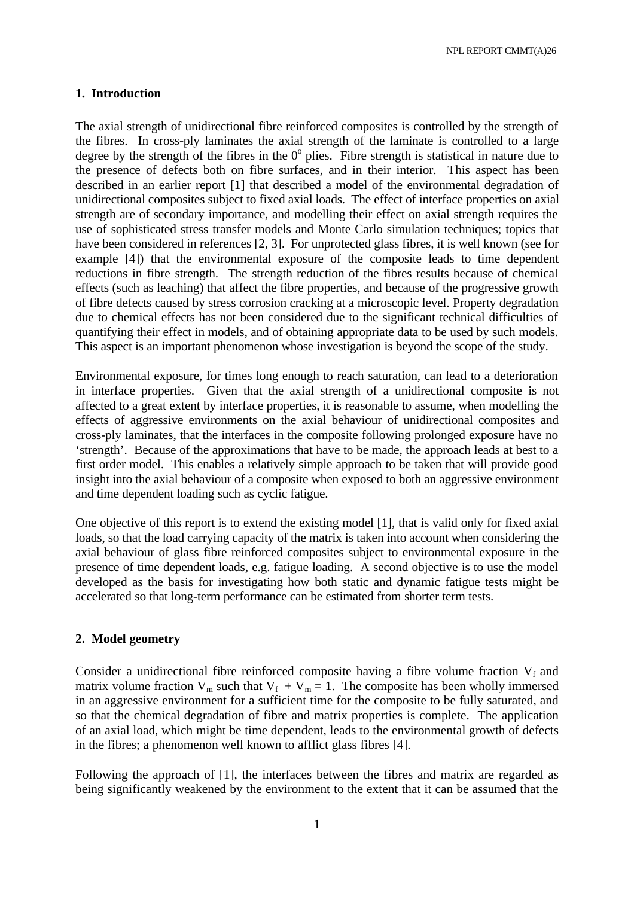## 1. Introduction

The axial strength of unidirectional fibre reinforced composites is controlled by the strength of the fibres. In cross-ply laminates the axial strength of the laminate is controlled to a large degree by the strength of the fibres in the $0^o$ plies. Fibre strength is statistical in nature due to the presence of defects both on fibre surfaces, and in their interior. This aspect has been described in an earlier report [1] that described a model of the environmental degradation of unidirectional composites subject to fixed axial loads. The effect of interface properties on axial strength are of secondary importance, and modelling their effect on axial strength requires the use of sophisticated stress transfer models and Monte Carlo simulation techniques; topics that have been considered in references [2, 3]. For unprotected glass fibres, it is well known (see for example [4]) that the environmental exposure of the composite leads to time dependent reductions in fibre strength. The strength reduction of the fibres results because of chemical effects (such as leaching) that affect the fibre properties, and because of the progressive growth of fibre defects caused by stress corrosion cracking at a microscopic level. Property degradation due to chemical effects has not been considered due to the significant technical difficulties of quantifying their effect in models, and of obtaining appropriate data to be used by such models. This aspect is an important phenomenon whose investigation is beyond the scope of the study.

Environmental exposure, for times long enough to reach saturation, can lead to a deterioration in interface properties. Given that the axial strength of a unidirectional composite is not affected to a great extent by interface properties, it is reasonable to assume, when modelling the effects of aggressive environments on the axial behaviour of unidirectional composites and cross-ply laminates, that the interfaces in the composite following prolonged exposure have no 'strength'. Because of the approximations that have to be made, the approach leads at best to a first order model. This enables a relatively simple approach to be taken that will provide good insight into the axial behaviour of a composite when exposed to both an aggressive environment and time dependent loading such as cyclic fatigue.

One objective of this report is to extend the existing model [1], that is valid only for fixed axial loads, so that the load carrying capacity of the matrix is taken into account when considering the axial behaviour of glass fibre reinforced composites subject to environmental exposure in the presence of time dependent loads, e.g. fatigue loading. A second objective is to use the model developed as the basis for investigating how both static and dynamic fatigue tests might be accelerated so that long-term performance can be estimated from shorter term tests.

## 2. Model geometry

Consider a unidirectional fibre reinforced composite having a fibre volume fraction $V_f$ and matrix volume fraction $V_m$ such that $V_f + V_m = 1$. The composite has been wholly immersed in an aggressive environment for a sufficient time for the composite to be fully saturated, and so that the chemical degradation of fibre and matrix properties is complete. The application of an axial load, which might be time dependent, leads to the environmental growth of defects in the fibres; a phenomenon well known to afflict glass fibres [4].

Following the approach of [1], the interfaces between the fibres and matrix are regarded as being significantly weakened by the environment to the extent that it can be assumed that the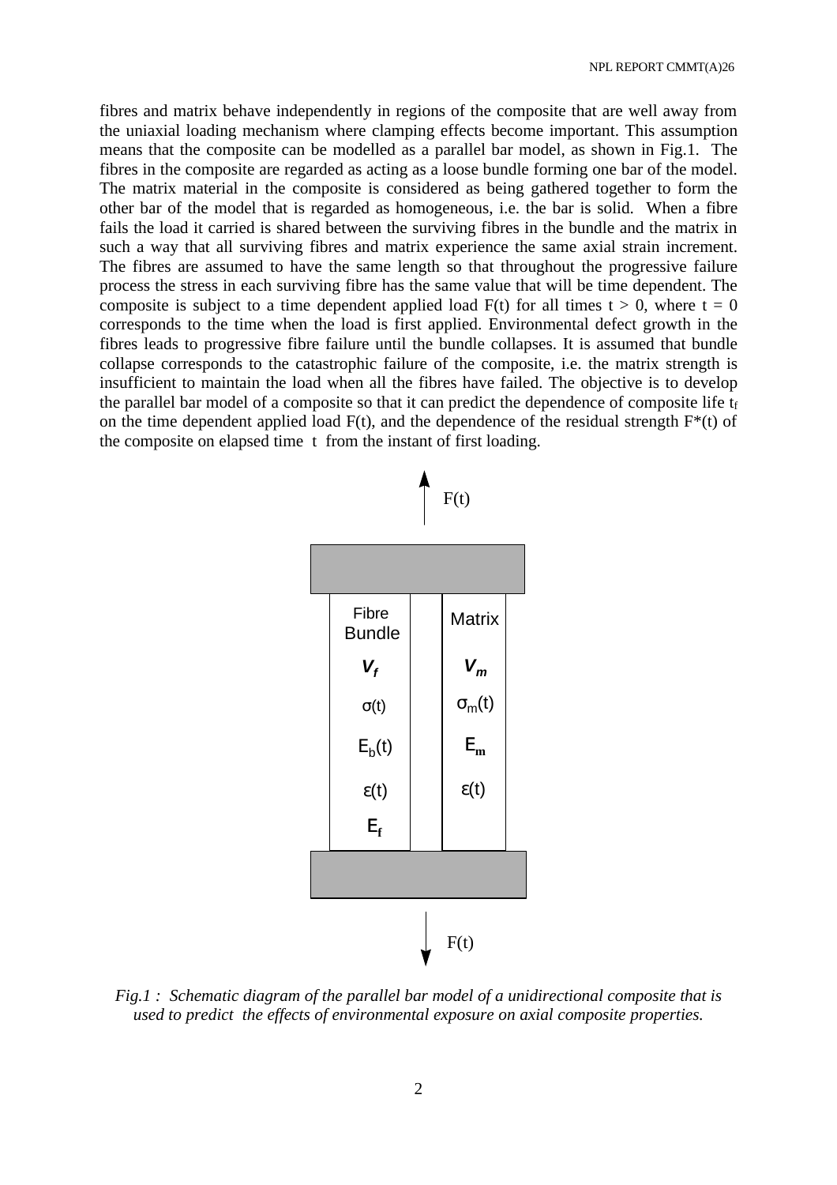fibres and matrix behave independently in regions of the composite that are well away from the uniaxial loading mechanism where clamping effects become important. This assumption means that the composite can be modelled as a parallel bar model, as shown in Fig.1. The fibres in the composite are regarded as acting as a loose bundle forming one bar of the model. The matrix material in the composite is considered as being gathered together to form the other bar of the model that is regarded as homogeneous, i.e. the bar is solid. When a fibre fails the load it carried is shared between the surviving fibres in the bundle and the matrix in such a way that all surviving fibres and matrix experience the same axial strain increment. The fibres are assumed to have the same length so that throughout the progressive failure process the stress in each surviving fibre has the same value that will be time dependent. The composite is subject to a time dependent applied load F(t) for all times $t > 0$, where $t = 0$ corresponds to the time when the load is first applied. Environmental defect growth in the fibres leads to progressive fibre failure until the bundle collapses. It is assumed that bundle collapse corresponds to the catastrophic failure of the composite, i.e. the matrix strength is insufficient to maintain the load when all the fibres have failed. The objective is to develop the parallel bar model of a composite so that it can predict the dependence of composite life $t_f$ on the time dependent applied load F(t), and the dependence of the residual strength F*(t) of the composite on elapsed time t from the instant of first loading.

*Fig.1 : Schematic diagram of the parallel bar model of a unidirectional composite that is used to predict the effects of environmental exposure on axial composite properties.*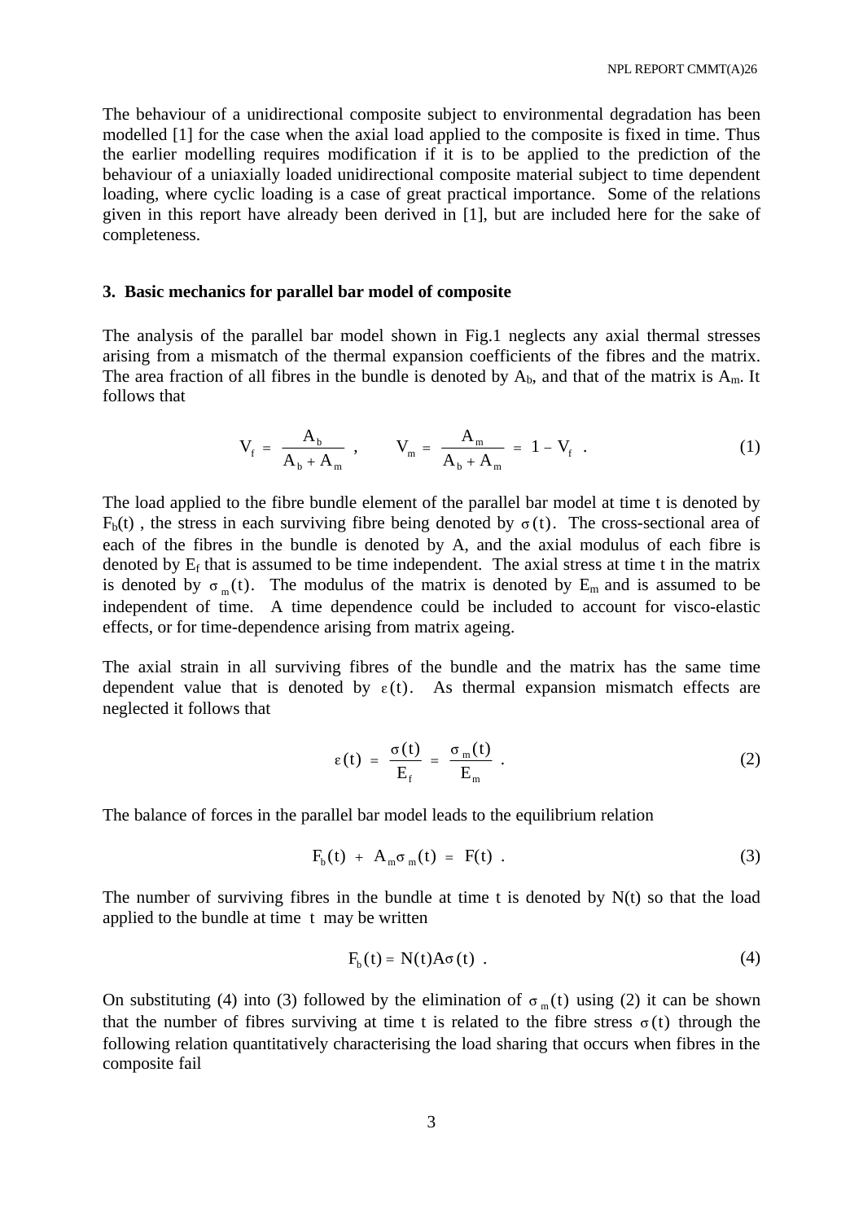The behaviour of a unidirectional composite subject to environmental degradation has been modelled [1] for the case when the axial load applied to the composite is fixed in time. Thus the earlier modelling requires modification if it is to be applied to the prediction of the behaviour of a uniaxially loaded unidirectional composite material subject to time dependent loading, where cyclic loading is a case of great practical importance. Some of the relations given in this report have already been derived in [1], but are included here for the sake of completeness.

## 3. Basic mechanics for parallel bar model of composite

The analysis of the parallel bar model shown in Fig.1 neglects any axial thermal stresses arising from a mismatch of the thermal expansion coefficients of the fibres and the matrix. The area fraction of all fibres in the bundle is denoted by $A_b$, and that of the matrix is $A_m$. It follows that

$$V_f = \frac{A_b}{A_b + A_m} , \qquad V_m = \frac{A_m}{A_b + A_m} = 1 - V_f \ . \tag{1}$$

The load applied to the fibre bundle element of the parallel bar model at time t is denoted by $F_b(t)$ , the stress in each surviving fibre being denoted by $\sigma(t)$. The cross-sectional area of each of the fibres in the bundle is denoted by A, and the axial modulus of each fibre is denoted by $E_f$ that is assumed to be time independent. The axial stress at time t in the matrix is denoted by $\sigma_m(t)$. The modulus of the matrix is denoted by $E_m$ and is assumed to be independent of time. A time dependence could be included to account for visco-elastic effects, or for time-dependence arising from matrix ageing.

The axial strain in all surviving fibres of the bundle and the matrix has the same time dependent value that is denoted by $\varepsilon(t)$. As thermal expansion mismatch effects are neglected it follows that

$$\varepsilon(t) = \frac{\sigma(t)}{E_f} = \frac{\sigma_m(t)}{E_m} \ . \tag{2}$$

The balance of forces in the parallel bar model leads to the equilibrium relation

$$F_b(t) + A_m \sigma_m(t) = F(t) \ . \tag{3}$$

The number of surviving fibres in the bundle at time t is denoted by N(t) so that the load applied to the bundle at time t may be written

$$F_b(t) = N(t) A \sigma(t) \ . \tag{4}$$

On substituting (4) into (3) followed by the elimination of $\sigma_m(t)$ using (2) it can be shown that the number of fibres surviving at time t is related to the fibre stress $\sigma(t)$ through the following relation quantitatively characterising the load sharing that occurs when fibres in the composite fail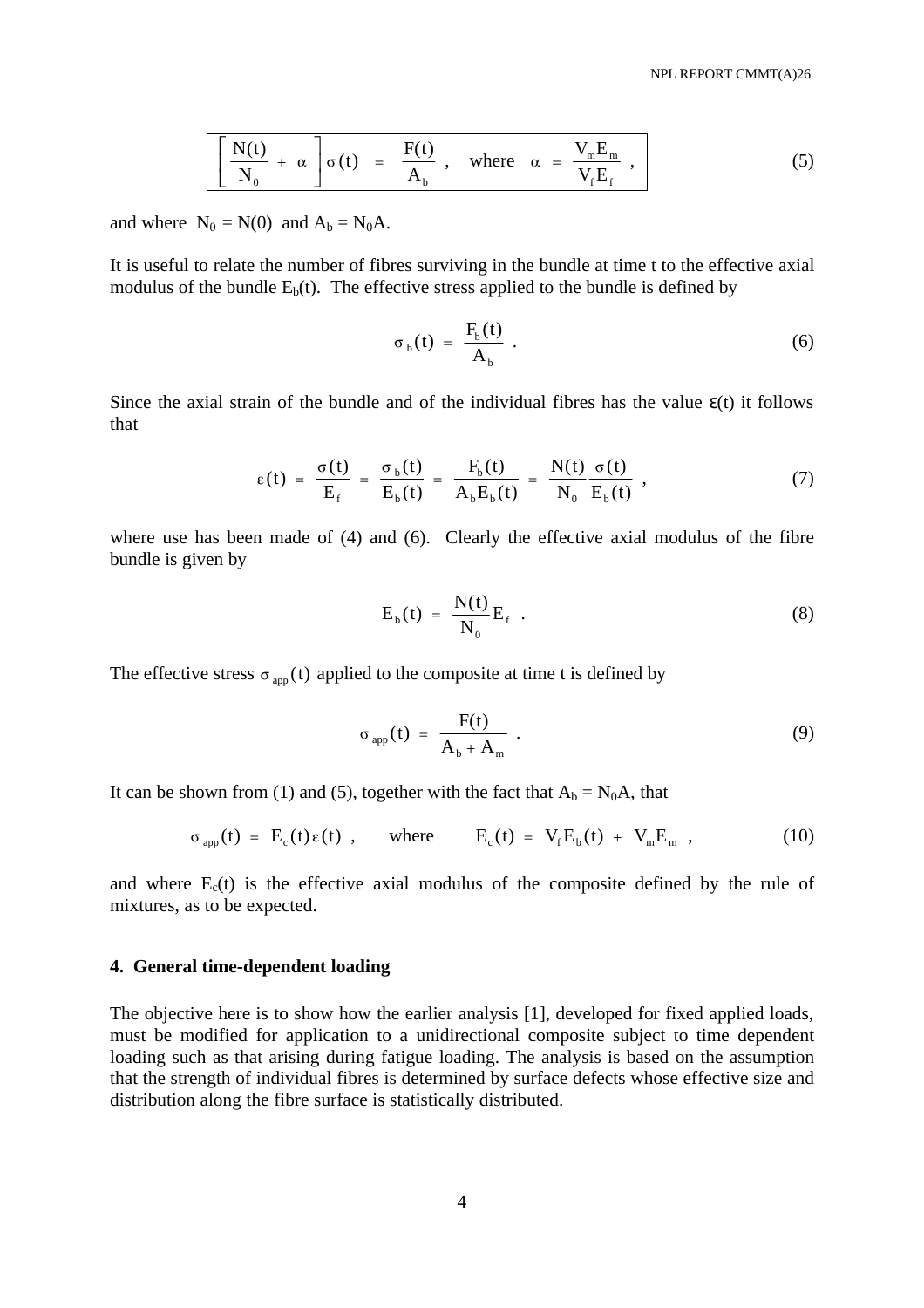$$\boxed{\left[\frac{N(t)}{N_0} + \alpha\right]\sigma(t) = \frac{F(t)}{A_b}, \quad \text{where} \quad \alpha = \frac{V_m E_m}{V_f E_f},} \tag{5}$$

and where $N_0 = N(0)$ and $A_b = N_0 A$.

It is useful to relate the number of fibres surviving in the bundle at time t to the effective axial modulus of the bundle $E_b(t)$. The effective stress applied to the bundle is defined by

$$\sigma_b(t) = \frac{F_b(t)}{A_b}. \tag{6}$$

Since the axial strain of the bundle and of the individual fibres has the value $\varepsilon(t)$ it follows that

$$\varepsilon(t) = \frac{\sigma(t)}{E_f} = \frac{\sigma_b(t)}{E_b(t)} = \frac{F_b(t)}{A_b E_b(t)} = \frac{N(t)}{N_0}\frac{\sigma(t)}{E_b(t)}, \tag{7}$$

where use has been made of (4) and (6). Clearly the effective axial modulus of the fibre bundle is given by

$$E_b(t) = \frac{N(t)}{N_0} E_f. \tag{8}$$

The effective stress $\sigma_{app}(t)$ applied to the composite at time t is defined by

$$\sigma_{app}(t) = \frac{F(t)}{A_b + A_m}. \tag{9}$$

It can be shown from (1) and (5), together with the fact that $A_b = N_0 A$, that

$$\sigma_{app}(t) = E_c(t)\varepsilon(t), \qquad \text{where} \qquad E_c(t) = V_f E_b(t) + V_m E_m, \tag{10}$$

and where $E_c(t)$ is the effective axial modulus of the composite defined by the rule of mixtures, as to be expected.

## 4. General time-dependent loading

The objective here is to show how the earlier analysis [1], developed for fixed applied loads, must be modified for application to a unidirectional composite subject to time dependent loading such as that arising during fatigue loading. The analysis is based on the assumption that the strength of individual fibres is determined by surface defects whose effective size and distribution along the fibre surface is statistically distributed.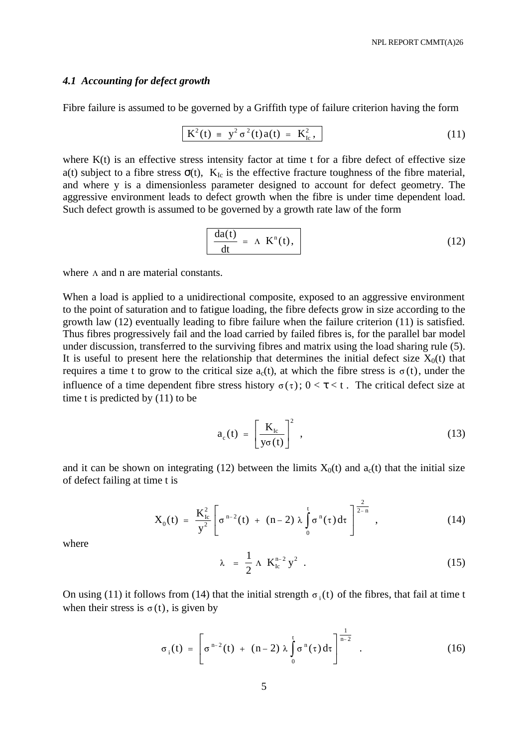### *4.1 Accounting for defect growth*

Fibre failure is assumed to be governed by a Griffith type of failure criterion having the form

$$\boxed{K^2(t) \equiv y^2 \sigma^2(t) a(t) = K_{Ic}^2,} \tag{11}$$

where K(t) is an effective stress intensity factor at time t for a fibre defect of effective size a(t) subject to a fibre stress $\sigma(t)$, $K_{Ic}$ is the effective fracture toughness of the fibre material, and where y is a dimensionless parameter designed to account for defect geometry. The aggressive environment leads to defect growth when the fibre is under time dependent load. Such defect growth is assumed to be governed by a growth rate law of the form

$$\boxed{\frac{da(t)}{dt} = \Lambda \, K^n(t),} \tag{12}$$

where $\Lambda$ and n are material constants.

When a load is applied to a unidirectional composite, exposed to an aggressive environment to the point of saturation and to fatigue loading, the fibre defects grow in size according to the growth law (12) eventually leading to fibre failure when the failure criterion (11) is satisfied. Thus fibres progressively fail and the load carried by failed fibres is, for the parallel bar model under discussion, transferred to the surviving fibres and matrix using the load sharing rule (5). It is useful to present here the relationship that determines the initial defect size $X_0(t)$ that requires a time t to grow to the critical size $a_c(t)$, at which the fibre stress is $\sigma(t)$, under the influence of a time dependent fibre stress history $\sigma(\tau)$; $0 < \tau < t$ . The critical defect size at time t is predicted by (11) to be

$$a_c(t) = \left[ \frac{K_{Ic}}{y\sigma(t)} \right]^2 , \tag{13}$$

and it can be shown on integrating (12) between the limits $X_0(t)$ and $a_c(t)$ that the initial size of defect failing at time t is

$$X_0(t) = \frac{K_{Ic}^2}{y^2} \left[ \sigma^{n-2}(t) + (n-2)\,\lambda \int_0^t \sigma^n(\tau)\, d\tau \right]^{\frac{2}{2-n}} , \tag{14}$$

where

$$\lambda = \frac{1}{2} \Lambda \; K_{Ic}^{n-2} \, y^2 \; . \tag{15}$$

On using (11) it follows from (14) that the initial strength $\sigma_i(t)$ of the fibres, that fail at time t when their stress is $\sigma(t)$, is given by

$$\sigma_i(t) = \left[ \sigma^{n-2}(t) + (n-2)\,\lambda \int_0^t \sigma^n(\tau)\, d\tau \right]^{\frac{1}{n-2}} . \tag{16}$$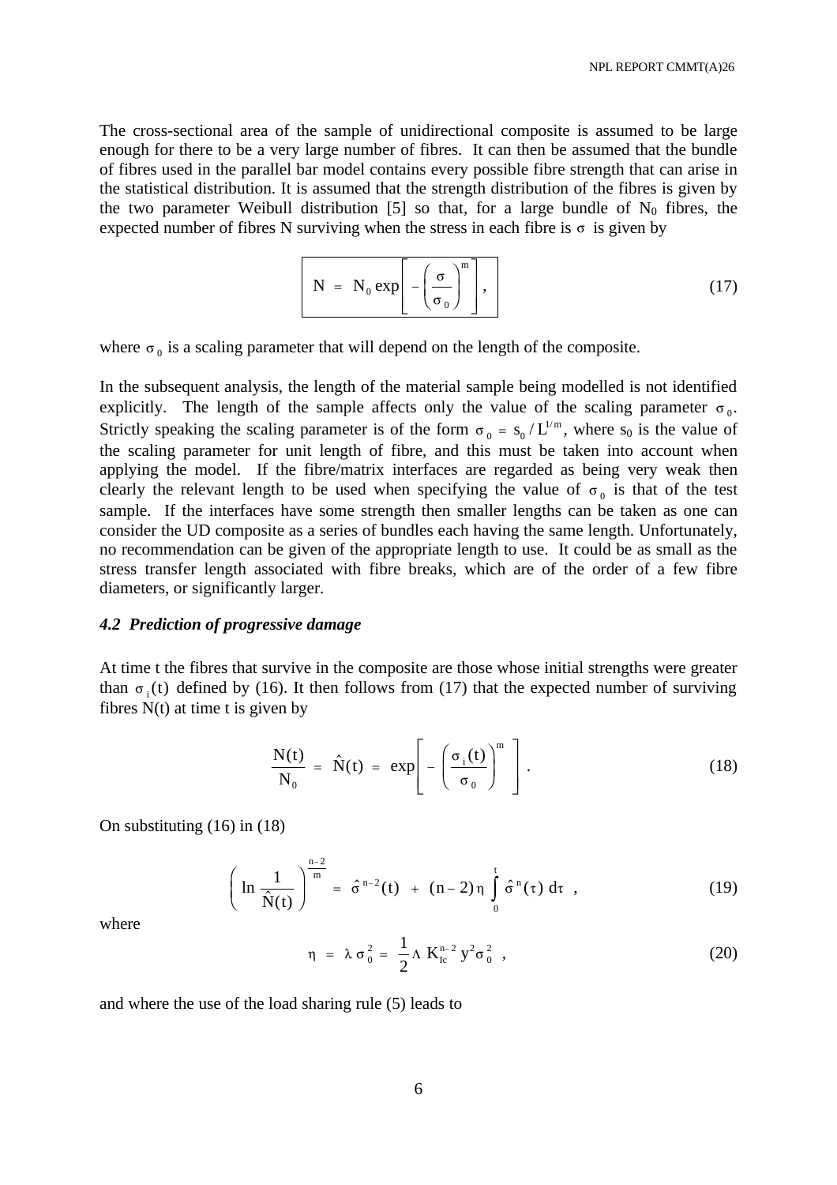The cross-sectional area of the sample of unidirectional composite is assumed to be large enough for there to be a very large number of fibres. It can then be assumed that the bundle of fibres used in the parallel bar model contains every possible fibre strength that can arise in the statistical distribution. It is assumed that the strength distribution of the fibres is given by the two parameter Weibull distribution [5] so that, for a large bundle of $N_0$ fibres, the expected number of fibres N surviving when the stress in each fibre is $\sigma$ is given by

$$\boxed{N = N_0 \exp\left[ -\left( \frac{\sigma}{\sigma_0} \right)^m \right],} \tag{17}$$

where $\sigma_0$ is a scaling parameter that will depend on the length of the composite.

In the subsequent analysis, the length of the material sample being modelled is not identified explicitly. The length of the sample affects only the value of the scaling parameter $\sigma_0$. Strictly speaking the scaling parameter is of the form $\sigma_0 = s_0 / L^{1/m}$, where $s_0$ is the value of the scaling parameter for unit length of fibre, and this must be taken into account when applying the model. If the fibre/matrix interfaces are regarded as being very weak then clearly the relevant length to be used when specifying the value of $\sigma_0$ is that of the test sample. If the interfaces have some strength then smaller lengths can be taken as one can consider the UD composite as a series of bundles each having the same length. Unfortunately, no recommendation can be given of the appropriate length to use. It could be as small as the stress transfer length associated with fibre breaks, which are of the order of a few fibre diameters, or significantly larger.

### *4.2 Prediction of progressive damage*

At time t the fibres that survive in the composite are those whose initial strengths were greater than $\sigma_i(t)$ defined by (16). It then follows from (17) that the expected number of surviving fibres N(t) at time t is given by

$$\frac{N(t)}{N_0} = \hat{N}(t) = \exp\left[ -\left( \frac{\sigma_i(t)}{\sigma_0} \right)^m \right]. \tag{18}$$

On substituting (16) in (18)

$$\left( \ln \frac{1}{\hat{N}(t)} \right)^{\frac{n-2}{m}} = \hat{\sigma}^{n-2}(t) + (n-2)\eta \int_0^t \hat{\sigma}^n(\tau)\, d\tau \;, \tag{19}$$

where

$$\eta = \lambda \sigma_0^2 = \frac{1}{2} \Lambda\, K_{Ic}^{n-2}\, y^2 \sigma_0^2 \;, \tag{20}$$

and where the use of the load sharing rule (5) leads to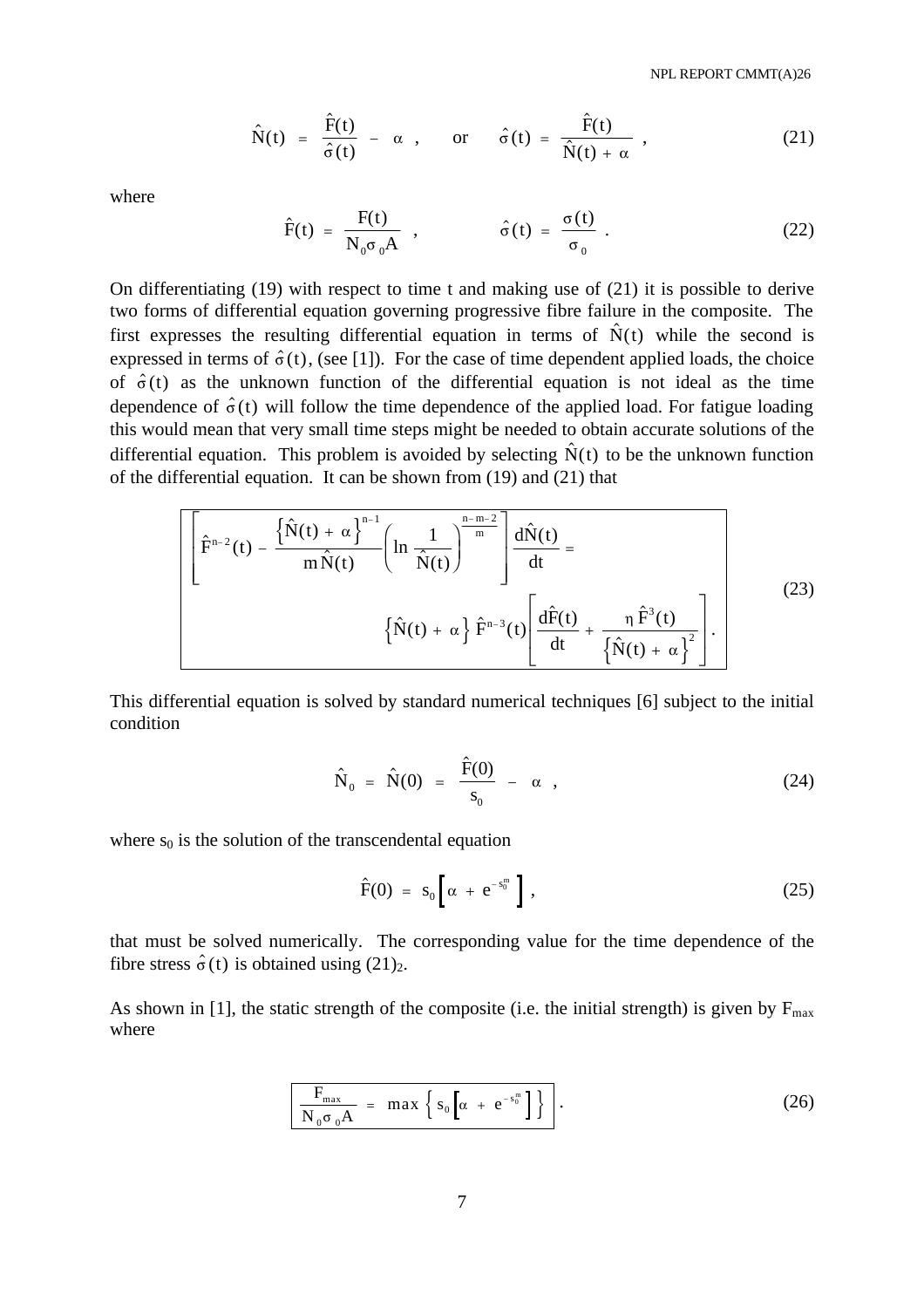$$\hat{N}(t) = \frac{\hat{F}(t)}{\hat{\sigma}(t)} - \alpha \ , \qquad \text{or} \qquad \hat{\sigma}(t) = \frac{\hat{F}(t)}{\hat{N}(t) + \alpha} \ , \tag{21}$$

where

$$\hat{F}(t) = \frac{F(t)}{N_0 \sigma_0 A} \ , \qquad \hat{\sigma}(t) = \frac{\sigma(t)}{\sigma_0} \ . \tag{22}$$

On differentiating (19) with respect to time t and making use of (21) it is possible to derive two forms of differential equation governing progressive fibre failure in the composite. The first expresses the resulting differential equation in terms of $\hat{N}(t)$ while the second is expressed in terms of $\hat{\sigma}(t)$, (see [1]). For the case of time dependent applied loads, the choice of $\hat{\sigma}(t)$ as the unknown function of the differential equation is not ideal as the time dependence of $\hat{\sigma}(t)$ will follow the time dependence of the applied load. For fatigue loading this would mean that very small time steps might be needed to obtain accurate solutions of the differential equation. This problem is avoided by selecting $\hat{N}(t)$ to be the unknown function of the differential equation. It can be shown from (19) and (21) that

$$\left[ \hat{F}^{n-2}(t) - \frac{\left\{ \hat{N}(t) + \alpha \right\}^{n-1}}{m\,\hat{N}(t)} \left( \ln \frac{1}{\hat{N}(t)} \right)^{\frac{n-m-2}{m}} \right] \frac{d\hat{N}(t)}{dt} = \left\{ \hat{N}(t) + \alpha \right\} \hat{F}^{n-3}(t) \left[ \frac{d\hat{F}(t)}{dt} + \frac{\eta\, \hat{F}^3(t)}{\left\{ \hat{N}(t) + \alpha \right\}^2} \right] . \tag{23}$$

This differential equation is solved by standard numerical techniques [6] subject to the initial condition

$$\hat{N}_0 = \hat{N}(0) = \frac{\hat{F}(0)}{s_0} - \alpha \ , \tag{24}$$

where $s_0$ is the solution of the transcendental equation

$$\hat{F}(0) = s_0 \left[ \alpha + e^{-s_0^m} \right] , \tag{25}$$

that must be solved numerically. The corresponding value for the time dependence of the fibre stress $\hat{\sigma}(t)$ is obtained using $(21)_2$.

As shown in [1], the static strength of the composite (i.e. the initial strength) is given by $F_{max}$ where

$$\frac{F_{max}}{N_0 \sigma_0 A} = \max \left\{ s_0 \left[ \alpha + e^{-s_0^m} \right] \right\} . \tag{26}$$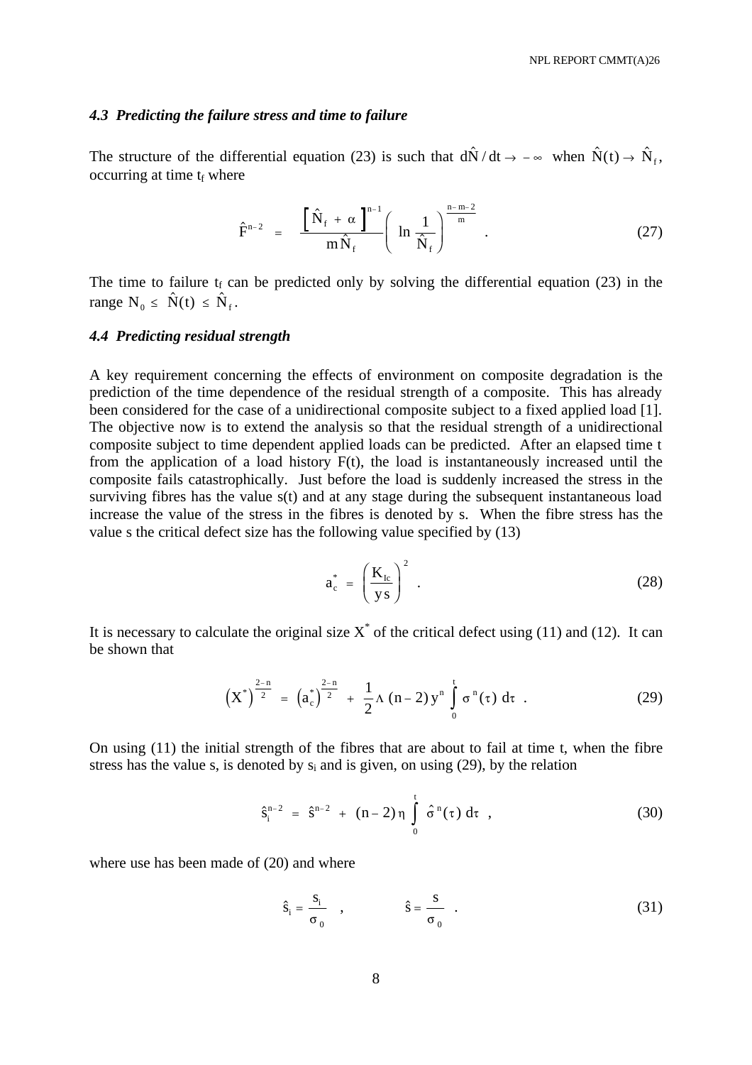### *4.3 Predicting the failure stress and time to failure*

The structure of the differential equation (23) is such that $d\hat{N}/dt \rightarrow -\infty$ when $\hat{N}(t) \rightarrow \hat{N}_f$, occurring at time $t_f$ where

$$\hat{F}^{n-2} = \frac{\left[\hat{N}_f + \alpha\right]^{n-1}}{m\hat{N}_f}\left(\ln\frac{1}{\hat{N}_f}\right)^{\frac{n-m-2}{m}} . \tag{27}$$

The time to failure $t_f$ can be predicted only by solving the differential equation (23) in the range $N_0 \leq \hat{N}(t) \leq \hat{N}_f$.

### *4.4 Predicting residual strength*

A key requirement concerning the effects of environment on composite degradation is the prediction of the time dependence of the residual strength of a composite. This has already been considered for the case of a unidirectional composite subject to a fixed applied load [1]. The objective now is to extend the analysis so that the residual strength of a unidirectional composite subject to time dependent applied loads can be predicted. After an elapsed time t from the application of a load history F(t), the load is instantaneously increased until the composite fails catastrophically. Just before the load is suddenly increased the stress in the surviving fibres has the value s(t) and at any stage during the subsequent instantaneous load increase the value of the stress in the fibres is denoted by s. When the fibre stress has the value s the critical defect size has the following value specified by (13)

$$a_c^* = \left(\frac{K_{Ic}}{y\,s}\right)^2 . \tag{28}$$

It is necessary to calculate the original size $X^*$ of the critical defect using (11) and (12). It can be shown that

$$\left(X^*\right)^{\frac{2-n}{2}} = \left(a_c^*\right)^{\frac{2-n}{2}} + \frac{1}{2}\Lambda\,(n-2)\,y^n \int_0^t \sigma^n(\tau)\,d\tau . \tag{29}$$

On using (11) the initial strength of the fibres that are about to fail at time t, when the fibre stress has the value s, is denoted by $s_i$ and is given, on using (29), by the relation

$$\hat{s}_i^{n-2} = \hat{s}^{n-2} + (n-2)\,\eta \int_0^t \hat{\sigma}^n(\tau)\,d\tau , \tag{30}$$

where use has been made of (20) and where

$$\hat{s}_i = \frac{s_i}{\sigma_0} , \qquad \hat{s} = \frac{s}{\sigma_0} . \tag{31}$$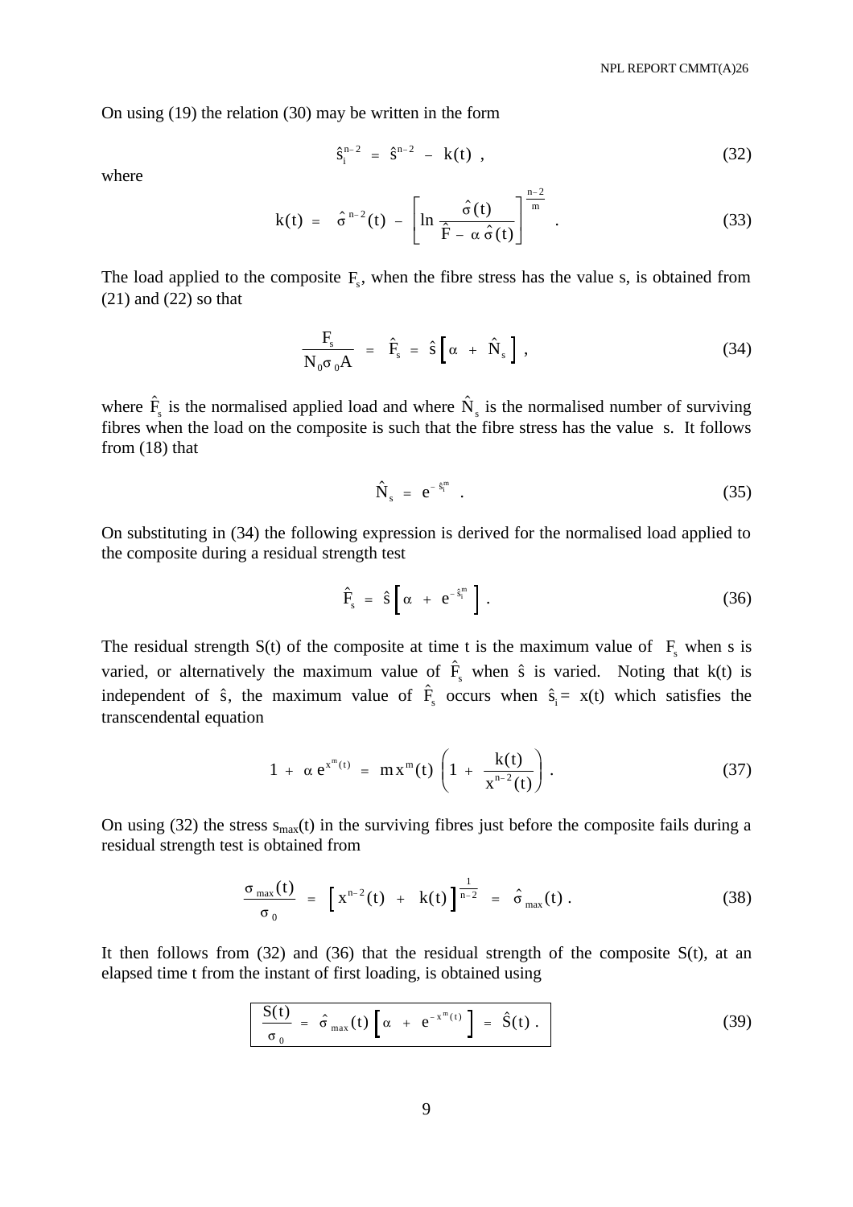On using (19) the relation (30) may be written in the form

$$\hat{s}_i^{n-2} = \hat{s}^{n-2} - k(t) \ , \tag{32}$$

where

$$k(t) = \hat{\sigma}^{n-2}(t) - \left[ \ln \frac{\hat{\sigma}(t)}{\hat{F} - \alpha \hat{\sigma}(t)} \right]^{\frac{n-2}{m}} \ . \tag{33}$$

The load applied to the composite $F_s$, when the fibre stress has the value s, is obtained from (21) and (22) so that

$$\frac{F_s}{N_0 \sigma_0 A} = \hat{F}_s = \hat{s} \left[ \alpha + \hat{N}_s \right] , \tag{34}$$

where $\hat{F}_s$ is the normalised applied load and where $\hat{N}_s$ is the normalised number of surviving fibres when the load on the composite is such that the fibre stress has the value s. It follows from (18) that

$$\hat{N}_s = e^{-\hat{s}_i^m} \ . \tag{35}$$

On substituting in (34) the following expression is derived for the normalised load applied to the composite during a residual strength test

$$\hat{F}_s = \hat{s} \left[ \alpha + e^{-\hat{s}_i^m} \right] . \tag{36}$$

The residual strength S(t) of the composite at time t is the maximum value of $F_s$ when s is varied, or alternatively the maximum value of $\hat{F}_s$ when $\hat{s}$ is varied. Noting that k(t) is independent of $\hat{s}$, the maximum value of $\hat{F}_s$ occurs when $\hat{s}_i = x(t)$ which satisfies the transcendental equation

$$1 + \alpha \, e^{x^m(t)} = m x^m(t) \left( 1 + \frac{k(t)}{x^{n-2}(t)} \right) . \tag{37}$$

On using (32) the stress $s_{max}(t)$ in the surviving fibres just before the composite fails during a residual strength test is obtained from

$$\frac{\sigma_{max}(t)}{\sigma_0} = \left[ x^{n-2}(t) + k(t) \right]^{\frac{1}{n-2}} = \hat{\sigma}_{max}(t) \ . \tag{38}$$

It then follows from (32) and (36) that the residual strength of the composite S(t), at an elapsed time t from the instant of first loading, is obtained using

$$\boxed{\frac{S(t)}{\sigma_0} = \hat{\sigma}_{max}(t) \left[ \alpha + e^{-x^m(t)} \right] = \hat{S}(t) \ .} \tag{39}$$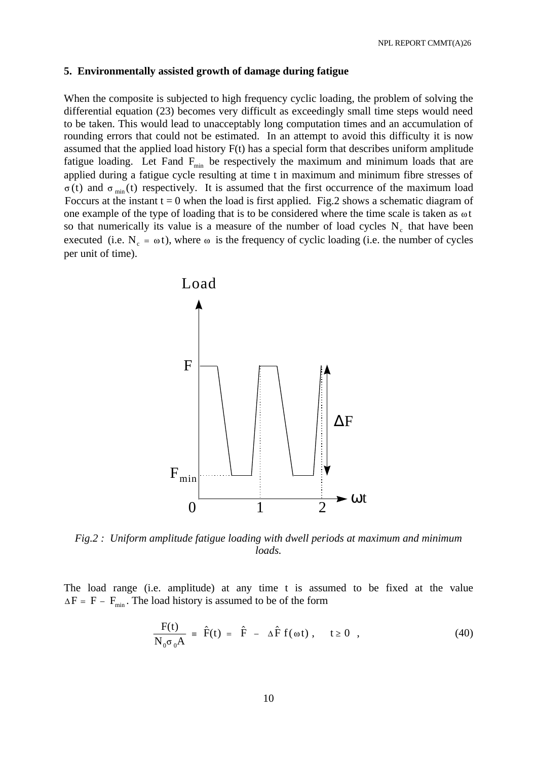## 5. Environmentally assisted growth of damage during fatigue

When the composite is subjected to high frequency cyclic loading, the problem of solving the differential equation (23) becomes very difficult as exceedingly small time steps would need to be taken. This would lead to unacceptably long computation times and an accumulation of rounding errors that could not be estimated. In an attempt to avoid this difficulty it is now assumed that the applied load history F(t) has a special form that describes uniform amplitude fatigue loading. Let Fand $F_{min}$ be respectively the maximum and minimum loads that are applied during a fatigue cycle resulting at time t in maximum and minimum fibre stresses of $\sigma(t)$ and $\sigma_{min}(t)$ respectively. It is assumed that the first occurrence of the maximum load Foccurs at the instant t = 0 when the load is first applied. Fig.2 shows a schematic diagram of one example of the type of loading that is to be considered where the time scale is taken as $\omega t$ so that numerically its value is a measure of the number of load cycles $N_c$ that have been executed (i.e. $N_c = \omega t$), where $\omega$ is the frequency of cyclic loading (i.e. the number of cycles per unit of time).

*Fig.2 : Uniform amplitude fatigue loading with dwell periods at maximum and minimum loads.*

The load range (i.e. amplitude) at any time t is assumed to be fixed at the value $\Delta F = F - F_{min}$. The load history is assumed to be of the form

$$\frac{F(t)}{N_0 \sigma_0 A} \equiv \hat{F}(t) = \hat{F} - \Delta\hat{F}\, f(\omega t), \quad t \geq 0 \quad , \tag{40}$$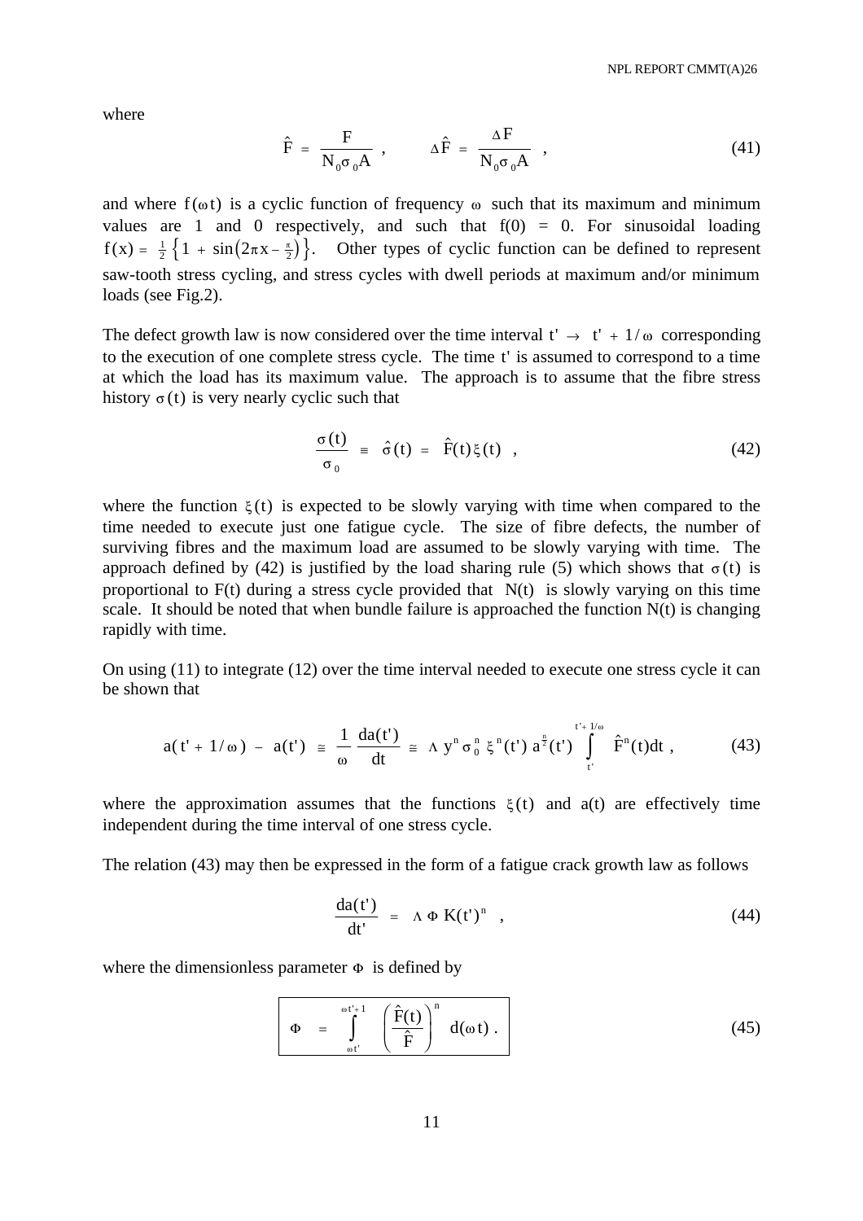where

$$\hat{F} = \frac{F}{N_0 \sigma_0 A} \ , \qquad \Delta\hat{F} = \frac{\Delta F}{N_0 \sigma_0 A} \ , \tag{41}$$

and where $f(\omega t)$ is a cyclic function of frequency $\omega$ such that its maximum and minimum values are 1 and 0 respectively, and such that f(0) = 0. For sinusoidal loading $f(x) = \frac{1}{2}\left\{1 + \sin\left(2\pi x - \frac{\pi}{2}\right)\right\}$. Other types of cyclic function can be defined to represent saw-tooth stress cycling, and stress cycles with dwell periods at maximum and/or minimum loads (see Fig.2).

The defect growth law is now considered over the time interval $t' \rightarrow t' + 1/\omega$ corresponding to the execution of one complete stress cycle. The time $t'$ is assumed to correspond to a time at which the load has its maximum value. The approach is to assume that the fibre stress history $\sigma(t)$ is very nearly cyclic such that

$$\frac{\sigma(t)}{\sigma_0} \equiv \hat{\sigma}(t) = \hat{F}(t)\xi(t) \ , \tag{42}$$

where the function $\xi(t)$ is expected to be slowly varying with time when compared to the time needed to execute just one fatigue cycle. The size of fibre defects, the number of surviving fibres and the maximum load are assumed to be slowly varying with time. The approach defined by (42) is justified by the load sharing rule (5) which shows that $\sigma(t)$ is proportional to F(t) during a stress cycle provided that N(t) is slowly varying on this time scale. It should be noted that when bundle failure is approached the function N(t) is changing rapidly with time.

On using (11) to integrate (12) over the time interval needed to execute one stress cycle it can be shown that

$$a(t' + 1/\omega) - a(t') \cong \frac{1}{\omega}\frac{da(t')}{dt} \cong \Lambda\, y^n \sigma_0^n\, \xi^n(t')\, a^{\frac{n}{2}}(t') \int_{t'}^{t'+1/\omega} \hat{F}^n(t)dt \ , \tag{43}$$

where the approximation assumes that the functions $\xi(t)$ and a(t) are effectively time independent during the time interval of one stress cycle.

The relation (43) may then be expressed in the form of a fatigue crack growth law as follows

$$\frac{da(t')}{dt'} = \Lambda\, \Phi\, K(t')^n \ , \tag{44}$$

where the dimensionless parameter $\Phi$ is defined by

$$\Phi = \int_{\omega t'}^{\omega t'+1} \left(\frac{\hat{F}(t)}{\hat{F}}\right)^n d(\omega t) \ . \tag{45}$$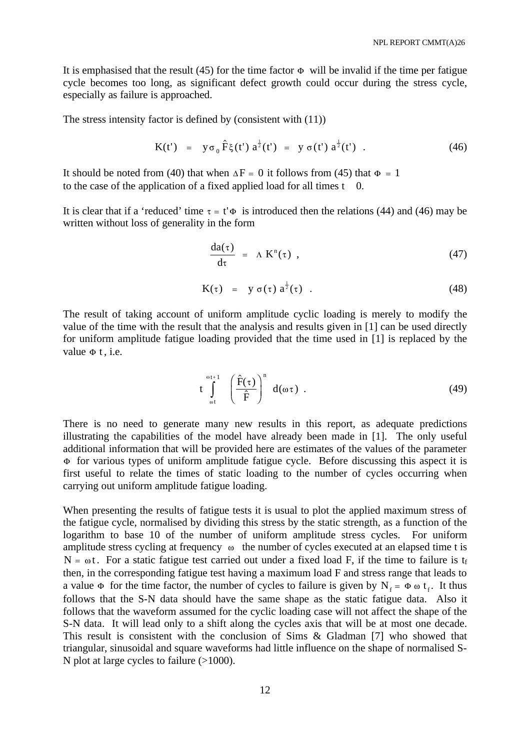It is emphasised that the result (45) for the time factor $\Phi$ will be invalid if the time per fatigue cycle becomes too long, as significant defect growth could occur during the stress cycle, especially as failure is approached.

The stress intensity factor is defined by (consistent with (11))

$$K(t') \;=\; y\,\sigma_0\,\hat{F}\,\xi(t')\,a^{\frac{1}{2}}(t') \;=\; y\,\sigma(t')\,a^{\frac{1}{2}}(t') \quad . \tag{46}$$

It should be noted from (40) that when $\Delta F = 0$ it follows from (45) that $\Phi = 1$ to the case of the application of a fixed applied load for all times $t \geq 0$.

It is clear that if a 'reduced' time $\tau = t'\Phi$ is introduced then the relations (44) and (46) may be written without loss of generality in the form

$$\frac{da(\tau)}{d\tau} \;=\; \Lambda\,K^n(\tau) \quad , \tag{47}$$

$$K(\tau) \;=\; y\,\sigma(\tau)\,a^{\frac{1}{2}}(\tau) \quad . \tag{48}$$

The result of taking account of uniform amplitude cyclic loading is merely to modify the value of the time with the result that the analysis and results given in [1] can be used directly for uniform amplitude fatigue loading provided that the time used in [1] is replaced by the value $\Phi\,t$, i.e.

$$t \int_{\omega t}^{\omega t+1} \left( \frac{\hat{F}(\tau)}{\hat{F}} \right)^n d(\omega\tau) \quad . \tag{49}$$

There is no need to generate many new results in this report, as adequate predictions illustrating the capabilities of the model have already been made in [1]. The only useful additional information that will be provided here are estimates of the values of the parameter $\Phi$ for various types of uniform amplitude fatigue cycle. Before discussing this aspect it is first useful to relate the times of static loading to the number of cycles occurring when carrying out uniform amplitude fatigue loading.

When presenting the results of fatigue tests it is usual to plot the applied maximum stress of the fatigue cycle, normalised by dividing this stress by the static strength, as a function of the logarithm to base 10 of the number of uniform amplitude stress cycles. For uniform amplitude stress cycling at frequency $\omega$ the number of cycles executed at an elapsed time t is $N = \omega t$. For a static fatigue test carried out under a fixed load F, if the time to failure is $t_f$ then, in the corresponding fatigue test having a maximum load F and stress range that leads to a value $\Phi$ for the time factor, the number of cycles to failure is given by $N_f = \Phi\,\omega\,t_f$. It thus follows that the S-N data should have the same shape as the static fatigue data. Also it follows that the waveform assumed for the cyclic loading case will not affect the shape of the S-N data. It will lead only to a shift along the cycles axis that will be at most one decade. This result is consistent with the conclusion of Sims & Gladman [7] who showed that triangular, sinusoidal and square waveforms had little influence on the shape of normalised S-N plot at large cycles to failure (>1000).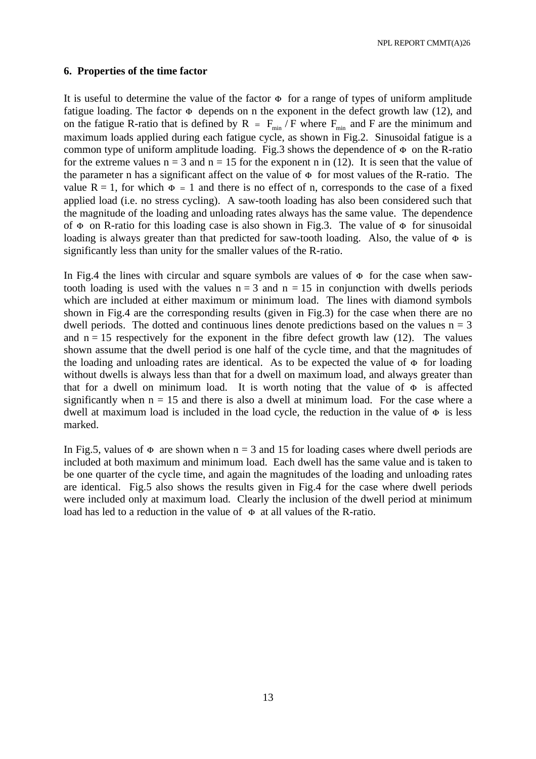## 6. Properties of the time factor

It is useful to determine the value of the factor $\Phi$ for a range of types of uniform amplitude fatigue loading. The factor $\Phi$ depends on n the exponent in the defect growth law (12), and on the fatigue R-ratio that is defined by $R = F_{min} / F$ where $F_{min}$ and F are the minimum and maximum loads applied during each fatigue cycle, as shown in Fig.2. Sinusoidal fatigue is a common type of uniform amplitude loading. Fig.3 shows the dependence of $\Phi$ on the R-ratio for the extreme values $n = 3$ and $n = 15$ for the exponent n in (12). It is seen that the value of the parameter n has a significant affect on the value of $\Phi$ for most values of the R-ratio. The value $R = 1$, for which $\Phi = 1$ and there is no effect of n, corresponds to the case of a fixed applied load (i.e. no stress cycling). A saw-tooth loading has also been considered such that the magnitude of the loading and unloading rates always has the same value. The dependence of $\Phi$ on R-ratio for this loading case is also shown in Fig.3. The value of $\Phi$ for sinusoidal loading is always greater than that predicted for saw-tooth loading. Also, the value of $\Phi$ is significantly less than unity for the smaller values of the R-ratio.

In Fig.4 the lines with circular and square symbols are values of $\Phi$ for the case when saw-tooth loading is used with the values $n = 3$ and $n = 15$ in conjunction with dwells periods which are included at either maximum or minimum load. The lines with diamond symbols shown in Fig.4 are the corresponding results (given in Fig.3) for the case when there are no dwell periods. The dotted and continuous lines denote predictions based on the values $n = 3$ and $n = 15$ respectively for the exponent in the fibre defect growth law (12). The values shown assume that the dwell period is one half of the cycle time, and that the magnitudes of the loading and unloading rates are identical. As to be expected the value of $\Phi$ for loading without dwells is always less than that for a dwell on maximum load, and always greater than that for a dwell on minimum load. It is worth noting that the value of $\Phi$ is affected significantly when $n = 15$ and there is also a dwell at minimum load. For the case where a dwell at maximum load is included in the load cycle, the reduction in the value of $\Phi$ is less marked.

In Fig.5, values of $\Phi$ are shown when $n = 3$ and 15 for loading cases where dwell periods are included at both maximum and minimum load. Each dwell has the same value and is taken to be one quarter of the cycle time, and again the magnitudes of the loading and unloading rates are identical. Fig.5 also shows the results given in Fig.4 for the case where dwell periods were included only at maximum load. Clearly the inclusion of the dwell period at minimum load has led to a reduction in the value of $\Phi$ at all values of the R-ratio.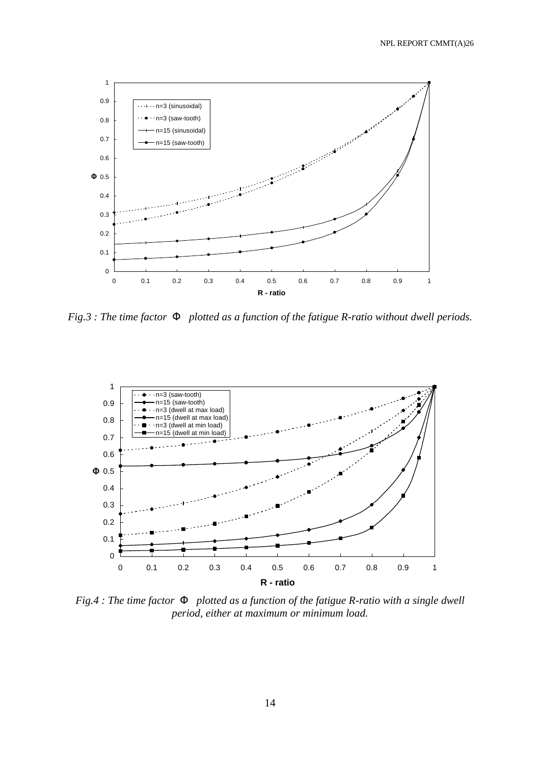*Fig.3 : The time factor $\Phi$ plotted as a function of the fatigue R-ratio without dwell periods.*

*Fig.4 : The time factor $\Phi$ plotted as a function of the fatigue R-ratio with a single dwell period, either at maximum or minimum load.*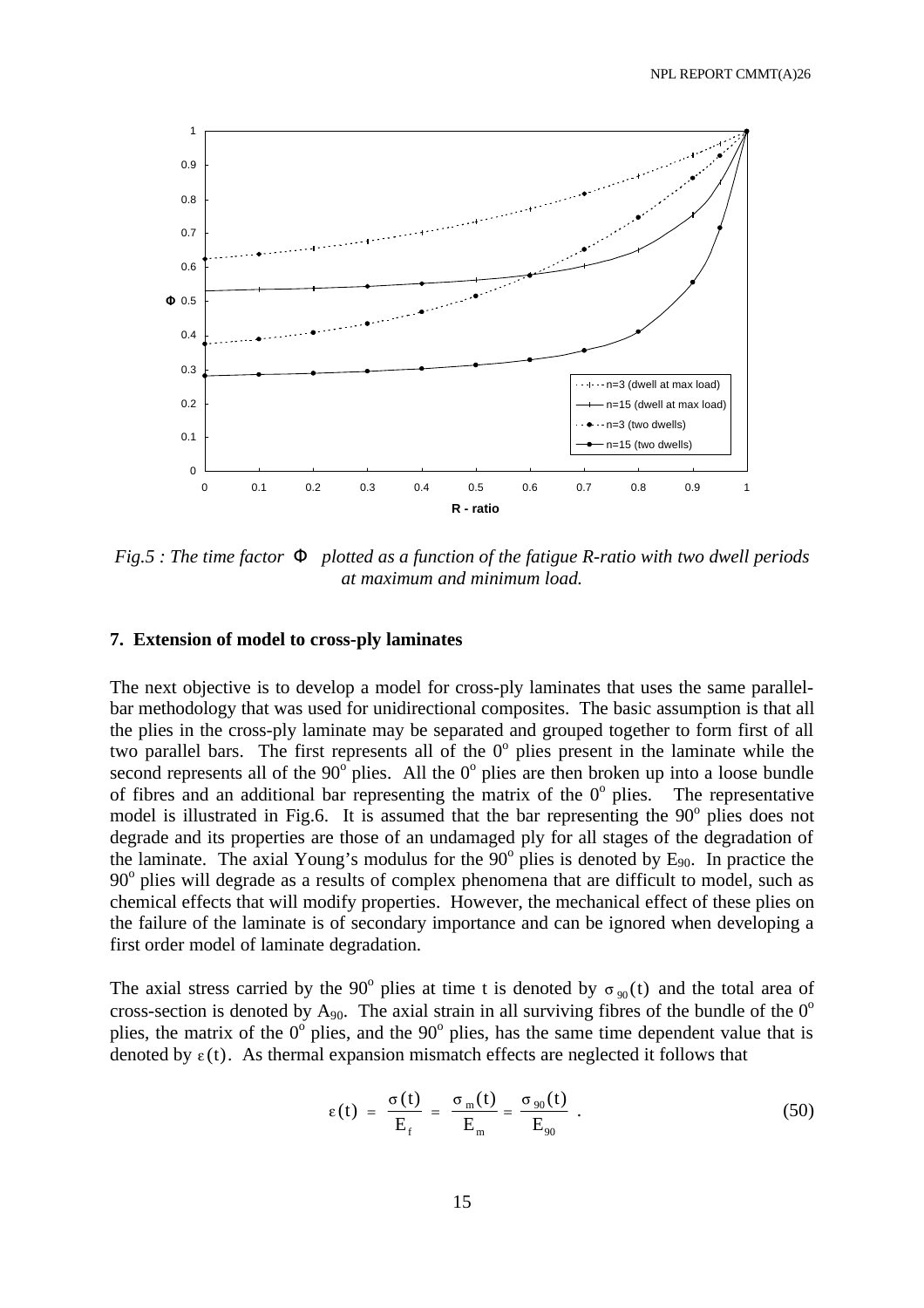*Fig.5 : The time factor $\Phi$ plotted as a function of the fatigue R-ratio with two dwell periods at maximum and minimum load.*

### 7. Extension of model to cross-ply laminates

The next objective is to develop a model for cross-ply laminates that uses the same parallel-bar methodology that was used for unidirectional composites. The basic assumption is that all the plies in the cross-ply laminate may be separated and grouped together to form first of all two parallel bars. The first represents all of the $0^o$ plies present in the laminate while the second represents all of the $90^o$ plies. All the $0^o$ plies are then broken up into a loose bundle of fibres and an additional bar representing the matrix of the $0^o$ plies. The representative model is illustrated in Fig.6. It is assumed that the bar representing the $90^o$ plies does not degrade and its properties are those of an undamaged ply for all stages of the degradation of the laminate. The axial Young's modulus for the $90^o$ plies is denoted by $E_{90}$. In practice the $90^o$ plies will degrade as a results of complex phenomena that are difficult to model, such as chemical effects that will modify properties. However, the mechanical effect of these plies on the failure of the laminate is of secondary importance and can be ignored when developing a first order model of laminate degradation.

The axial stress carried by the $90^o$ plies at time t is denoted by $\sigma_{90}(t)$ and the total area of cross-section is denoted by $A_{90}$. The axial strain in all surviving fibres of the bundle of the $0^o$ plies, the matrix of the $0^o$ plies, and the $90^o$ plies, has the same time dependent value that is denoted by $\varepsilon(t)$. As thermal expansion mismatch effects are neglected it follows that

$$\varepsilon(t) = \frac{\sigma(t)}{E_f} = \frac{\sigma_m(t)}{E_m} = \frac{\sigma_{90}(t)}{E_{90}} \ . \tag{50}$$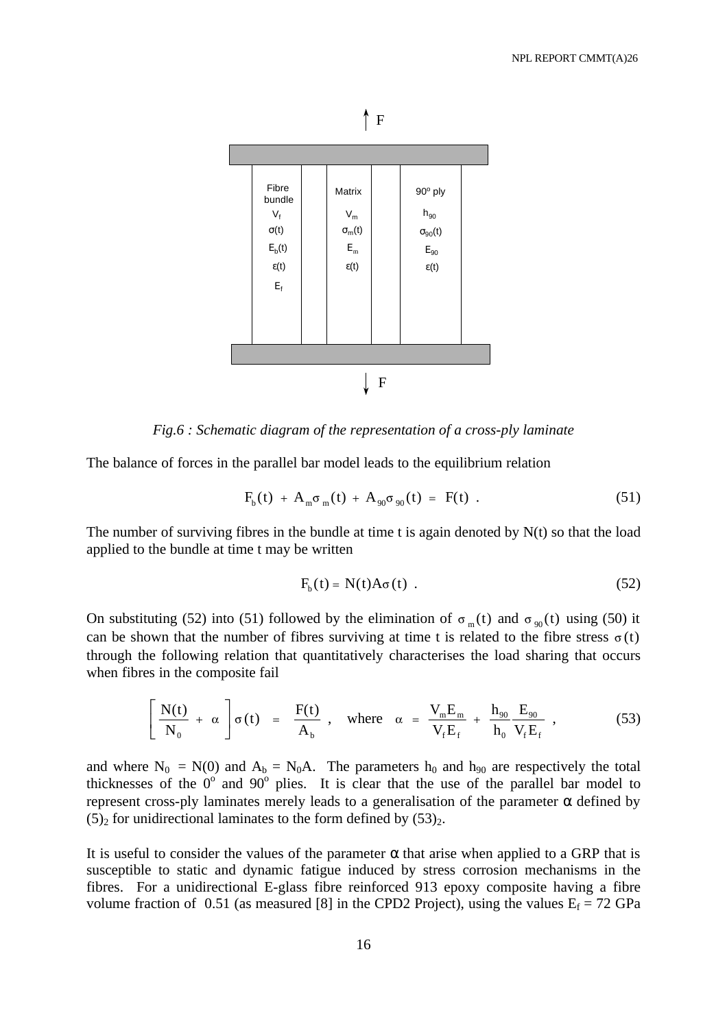*Fig.6 : Schematic diagram of the representation of a cross-ply laminate*

The balance of forces in the parallel bar model leads to the equilibrium relation

$$F_b(t) + A_m\sigma_m(t) + A_{90}\sigma_{90}(t) = F(t) \ . \tag{51}$$

The number of surviving fibres in the bundle at time t is again denoted by N(t) so that the load applied to the bundle at time t may be written

$$F_b(t) = N(t)A\sigma(t) \ . \tag{52}$$

On substituting (52) into (51) followed by the elimination of $\sigma_m(t)$ and $\sigma_{90}(t)$ using (50) it can be shown that the number of fibres surviving at time t is related to the fibre stress $\sigma(t)$ through the following relation that quantitatively characterises the load sharing that occurs when fibres in the composite fail

$$\left[\frac{N(t)}{N_0} + \alpha\right]\sigma(t) = \frac{F(t)}{A_b} \ , \quad \text{where} \quad \alpha = \frac{V_m E_m}{V_f E_f} + \frac{h_{90}}{h_0}\frac{E_{90}}{V_f E_f} \ , \tag{53}$$

and where $N_0 = N(0)$ and $A_b = N_0A$. The parameters $h_0$ and $h_{90}$ are respectively the total thicknesses of the $0^o$ and $90^o$ plies. It is clear that the use of the parallel bar model to represent cross-ply laminates merely leads to a generalisation of the parameter $\alpha$ defined by $(5)_2$ for unidirectional laminates to the form defined by $(53)_2$.

It is useful to consider the values of the parameter $\alpha$ that arise when applied to a GRP that is susceptible to static and dynamic fatigue induced by stress corrosion mechanisms in the fibres. For a unidirectional E-glass fibre reinforced 913 epoxy composite having a fibre volume fraction of 0.51 (as measured [8] in the CPD2 Project), using the values $E_f$ = 72 GPa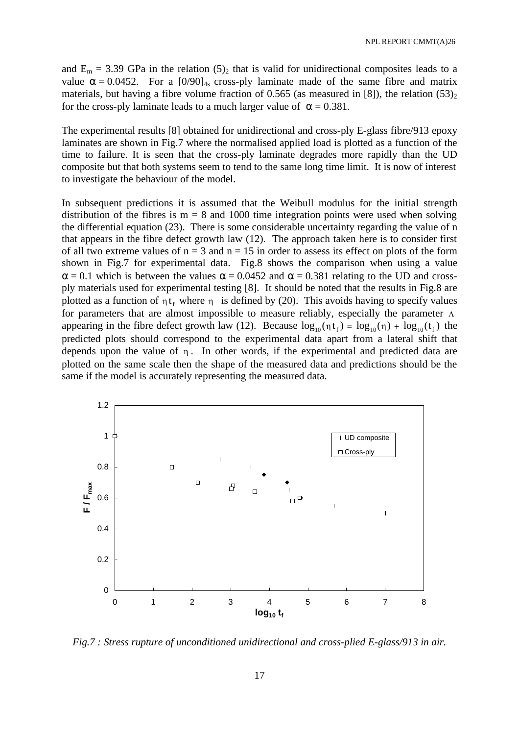and $E_m$ = 3.39 GPa in the relation $(5)_2$ that is valid for unidirectional composites leads to a value $\alpha = 0.0452$. For a $[0/90]_{4s}$ cross-ply laminate made of the same fibre and matrix materials, but having a fibre volume fraction of 0.565 (as measured in [8]), the relation $(53)_2$ for the cross-ply laminate leads to a much larger value of $\alpha = 0.381$.

The experimental results [8] obtained for unidirectional and cross-ply E-glass fibre/913 epoxy laminates are shown in Fig.7 where the normalised applied load is plotted as a function of the time to failure. It is seen that the cross-ply laminate degrades more rapidly than the UD composite but that both systems seem to tend to the same long time limit. It is now of interest to investigate the behaviour of the model.

In subsequent predictions it is assumed that the Weibull modulus for the initial strength distribution of the fibres is m = 8 and 1000 time integration points were used when solving the differential equation (23). There is some considerable uncertainty regarding the value of n that appears in the fibre defect growth law (12). The approach taken here is to consider first of all two extreme values of n = 3 and n = 15 in order to assess its effect on plots of the form shown in Fig.7 for experimental data. Fig.8 shows the comparison when using a value $\alpha = 0.1$ which is between the values $\alpha = 0.0452$ and $\alpha = 0.381$ relating to the UD and cross-ply materials used for experimental testing [8]. It should be noted that the results in Fig.8 are plotted as a function of $\eta t_f$ where $\eta$ is defined by (20). This avoids having to specify values for parameters that are almost impossible to measure reliably, especially the parameter $\Lambda$ appearing in the fibre defect growth law (12). Because $\log_{10}(\eta t_f) = \log_{10}(\eta) + \log_{10}(t_f)$ the predicted plots should correspond to the experimental data apart from a lateral shift that depends upon the value of $\eta$. In other words, if the experimental and predicted data are plotted on the same scale then the shape of the measured data and predictions should be the same if the model is accurately representing the measured data.

*Fig.7 : Stress rupture of unconditioned unidirectional and cross-plied E-glass/913 in air.*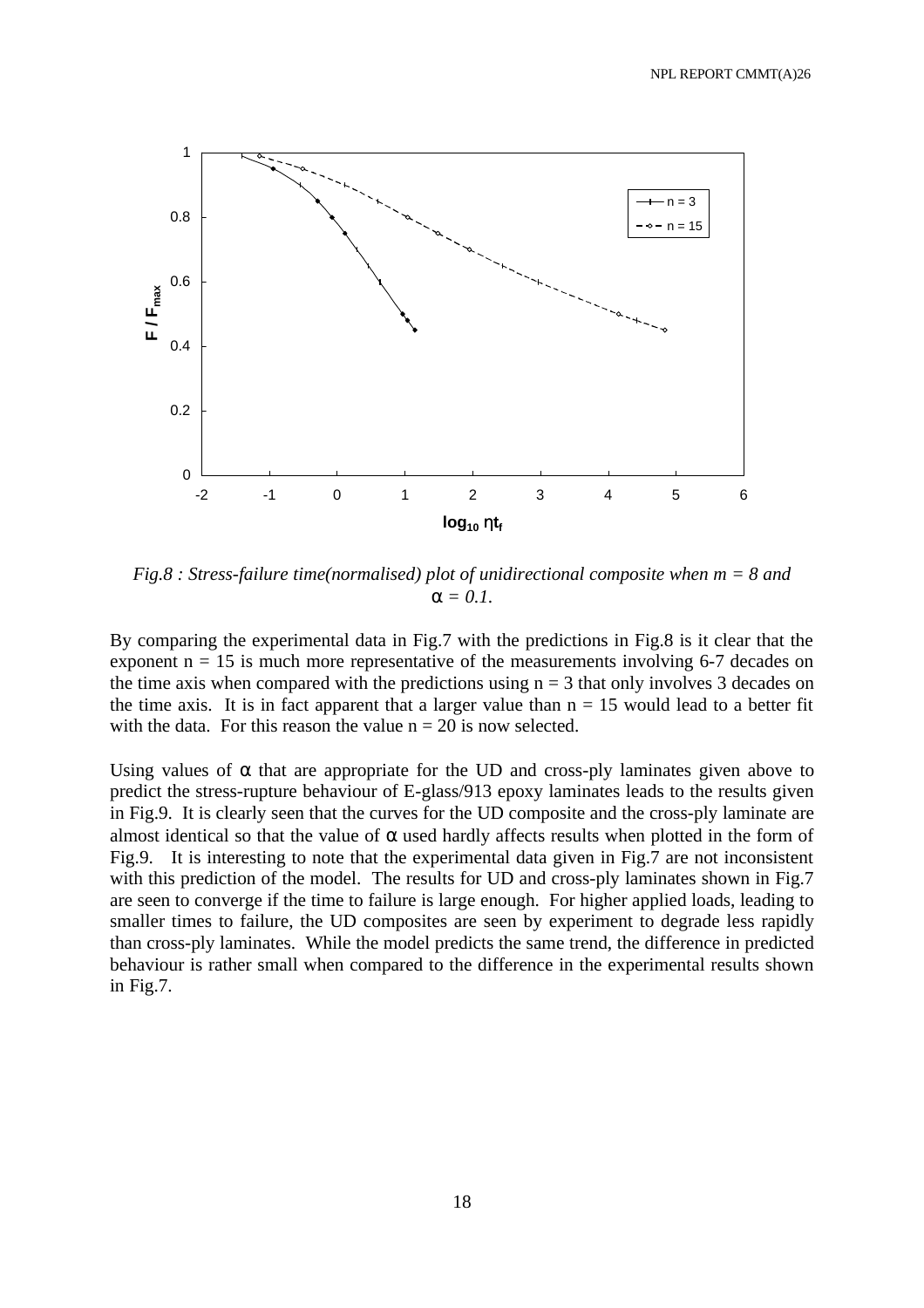*Fig.8 : Stress-failure time(normalised) plot of unidirectional composite when m = 8 and* $\alpha = 0.1$.

By comparing the experimental data in Fig.7 with the predictions in Fig.8 is it clear that the exponent $n = 15$ is much more representative of the measurements involving 6-7 decades on the time axis when compared with the predictions using $n = 3$ that only involves 3 decades on the time axis. It is in fact apparent that a larger value than $n = 15$ would lead to a better fit with the data. For this reason the value $n = 20$ is now selected.

Using values of $\alpha$ that are appropriate for the UD and cross-ply laminates given above to predict the stress-rupture behaviour of E-glass/913 epoxy laminates leads to the results given in Fig.9. It is clearly seen that the curves for the UD composite and the cross-ply laminate are almost identical so that the value of $\alpha$ used hardly affects results when plotted in the form of Fig.9. It is interesting to note that the experimental data given in Fig.7 are not inconsistent with this prediction of the model. The results for UD and cross-ply laminates shown in Fig.7 are seen to converge if the time to failure is large enough. For higher applied loads, leading to smaller times to failure, the UD composites are seen by experiment to degrade less rapidly than cross-ply laminates. While the model predicts the same trend, the difference in predicted behaviour is rather small when compared to the difference in the experimental results shown in Fig.7.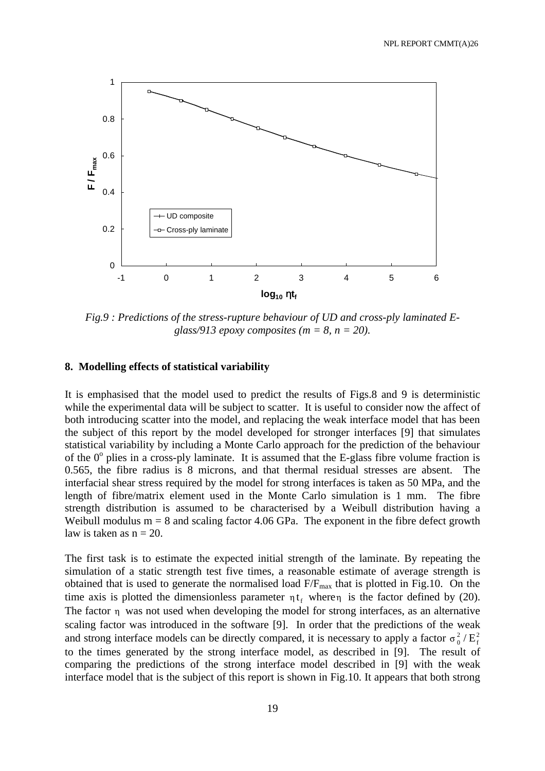*Fig.9 : Predictions of the stress-rupture behaviour of UD and cross-ply laminated E-glass/913 epoxy composites (m = 8, n = 20).*

## 8. Modelling effects of statistical variability

It is emphasised that the model used to predict the results of Figs.8 and 9 is deterministic while the experimental data will be subject to scatter. It is useful to consider now the affect of both introducing scatter into the model, and replacing the weak interface model that has been the subject of this report by the model developed for stronger interfaces [9] that simulates statistical variability by including a Monte Carlo approach for the prediction of the behaviour of the $0^o$ plies in a cross-ply laminate. It is assumed that the E-glass fibre volume fraction is 0.565, the fibre radius is 8 microns, and that thermal residual stresses are absent. The interfacial shear stress required by the model for strong interfaces is taken as 50 MPa, and the length of fibre/matrix element used in the Monte Carlo simulation is 1 mm. The fibre strength distribution is assumed to be characterised by a Weibull distribution having a Weibull modulus m = 8 and scaling factor 4.06 GPa. The exponent in the fibre defect growth law is taken as n = 20.

The first task is to estimate the expected initial strength of the laminate. By repeating the simulation of a static strength test five times, a reasonable estimate of average strength is obtained that is used to generate the normalised load $F/F_{max}$ that is plotted in Fig.10. On the time axis is plotted the dimensionless parameter $\eta t_f$ where $\eta$ is the factor defined by (20). The factor $\eta$ was not used when developing the model for strong interfaces, as an alternative scaling factor was introduced in the software [9]. In order that the predictions of the weak and strong interface models can be directly compared, it is necessary to apply a factor $\sigma_0^2 / E_f^2$ to the times generated by the strong interface model, as described in [9]. The result of comparing the predictions of the strong interface model described in [9] with the weak interface model that is the subject of this report is shown in Fig.10. It appears that both strong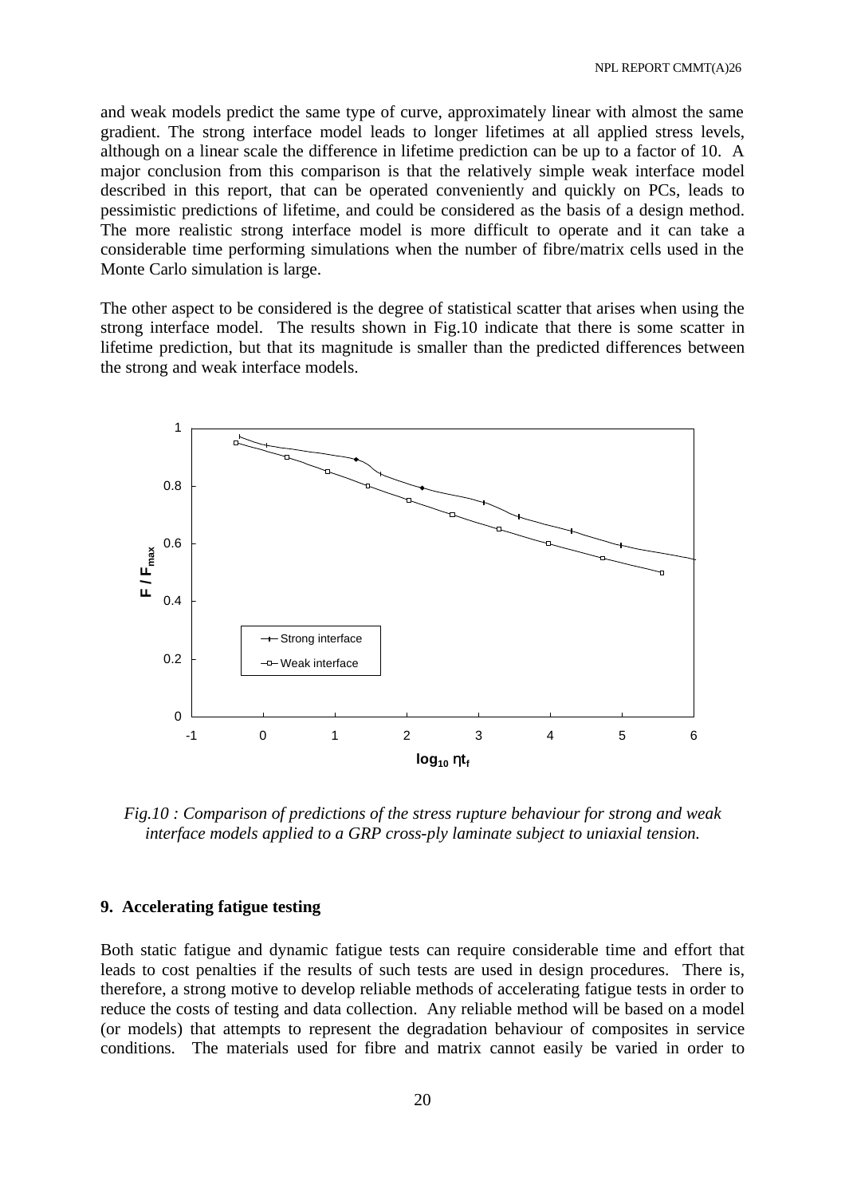and weak models predict the same type of curve, approximately linear with almost the same gradient. The strong interface model leads to longer lifetimes at all applied stress levels, although on a linear scale the difference in lifetime prediction can be up to a factor of 10. A major conclusion from this comparison is that the relatively simple weak interface model described in this report, that can be operated conveniently and quickly on PCs, leads to pessimistic predictions of lifetime, and could be considered as the basis of a design method. The more realistic strong interface model is more difficult to operate and it can take a considerable time performing simulations when the number of fibre/matrix cells used in the Monte Carlo simulation is large.

The other aspect to be considered is the degree of statistical scatter that arises when using the strong interface model. The results shown in Fig.10 indicate that there is some scatter in lifetime prediction, but that its magnitude is smaller than the predicted differences between the strong and weak interface models.

*Fig.10 : Comparison of predictions of the stress rupture behaviour for strong and weak interface models applied to a GRP cross-ply laminate subject to uniaxial tension.*

## 9. Accelerating fatigue testing

Both static fatigue and dynamic fatigue tests can require considerable time and effort that leads to cost penalties if the results of such tests are used in design procedures. There is, therefore, a strong motive to develop reliable methods of accelerating fatigue tests in order to reduce the costs of testing and data collection. Any reliable method will be based on a model (or models) that attempts to represent the degradation behaviour of composites in service conditions. The materials used for fibre and matrix cannot easily be varied in order to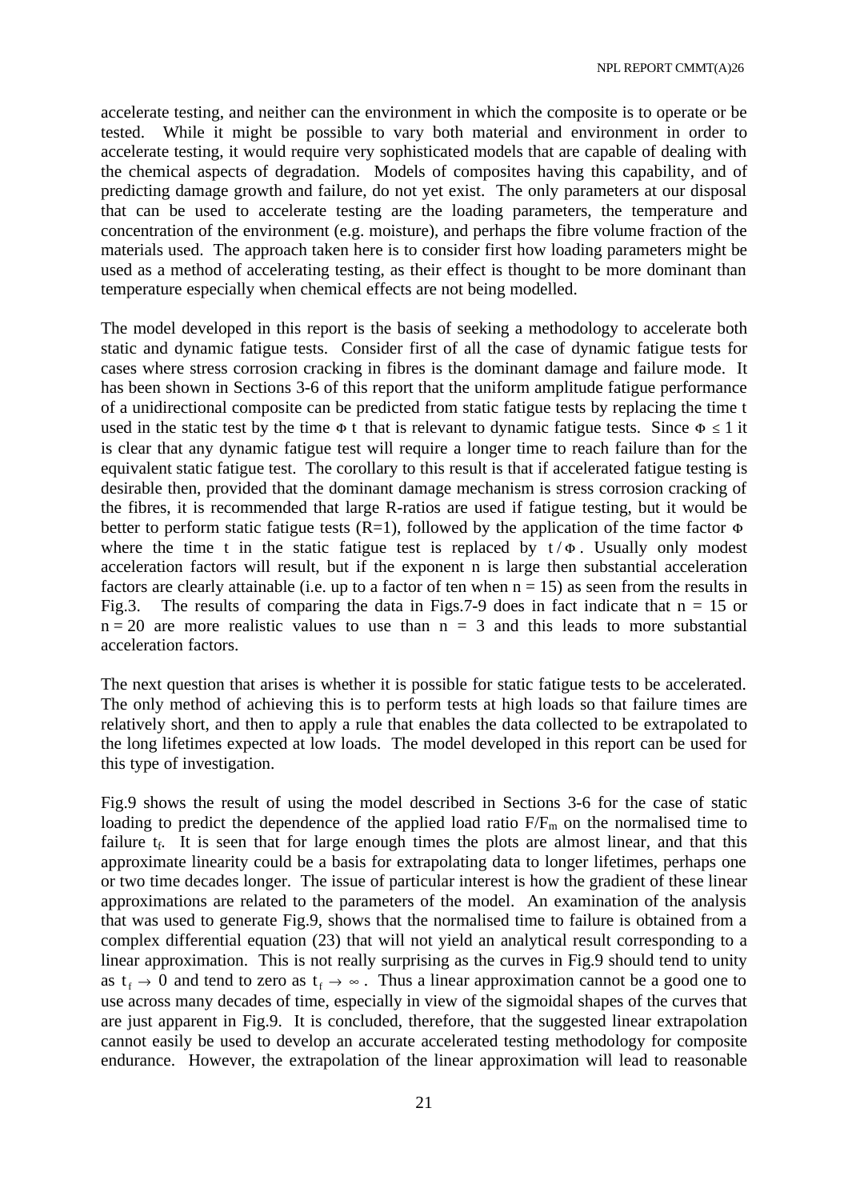accelerate testing, and neither can the environment in which the composite is to operate or be tested. While it might be possible to vary both material and environment in order to accelerate testing, it would require very sophisticated models that are capable of dealing with the chemical aspects of degradation. Models of composites having this capability, and of predicting damage growth and failure, do not yet exist. The only parameters at our disposal that can be used to accelerate testing are the loading parameters, the temperature and concentration of the environment (e.g. moisture), and perhaps the fibre volume fraction of the materials used. The approach taken here is to consider first how loading parameters might be used as a method of accelerating testing, as their effect is thought to be more dominant than temperature especially when chemical effects are not being modelled.

The model developed in this report is the basis of seeking a methodology to accelerate both static and dynamic fatigue tests. Consider first of all the case of dynamic fatigue tests for cases where stress corrosion cracking in fibres is the dominant damage and failure mode. It has been shown in Sections 3-6 of this report that the uniform amplitude fatigue performance of a unidirectional composite can be predicted from static fatigue tests by replacing the time t used in the static test by the time $\Phi\, t$ that is relevant to dynamic fatigue tests. Since $\Phi \leq 1$ it is clear that any dynamic fatigue test will require a longer time to reach failure than for the equivalent static fatigue test. The corollary to this result is that if accelerated fatigue testing is desirable then, provided that the dominant damage mechanism is stress corrosion cracking of the fibres, it is recommended that large R-ratios are used if fatigue testing, but it would be better to perform static fatigue tests (R=1), followed by the application of the time factor $\Phi$ where the time t in the static fatigue test is replaced by $t/\Phi$. Usually only modest acceleration factors will result, but if the exponent n is large then substantial acceleration factors are clearly attainable (i.e. up to a factor of ten when n = 15) as seen from the results in Fig.3. The results of comparing the data in Figs.7-9 does in fact indicate that n = 15 or n = 20 are more realistic values to use than n = 3 and this leads to more substantial acceleration factors.

The next question that arises is whether it is possible for static fatigue tests to be accelerated. The only method of achieving this is to perform tests at high loads so that failure times are relatively short, and then to apply a rule that enables the data collected to be extrapolated to the long lifetimes expected at low loads. The model developed in this report can be used for this type of investigation.

Fig.9 shows the result of using the model described in Sections 3-6 for the case of static loading to predict the dependence of the applied load ratio $F/F_m$ on the normalised time to failure $t_f$. It is seen that for large enough times the plots are almost linear, and that this approximate linearity could be a basis for extrapolating data to longer lifetimes, perhaps one or two time decades longer. The issue of particular interest is how the gradient of these linear approximations are related to the parameters of the model. An examination of the analysis that was used to generate Fig.9, shows that the normalised time to failure is obtained from a complex differential equation (23) that will not yield an analytical result corresponding to a linear approximation. This is not really surprising as the curves in Fig.9 should tend to unity as $t_f \to 0$ and tend to zero as $t_f \to \infty$. Thus a linear approximation cannot be a good one to use across many decades of time, especially in view of the sigmoidal shapes of the curves that are just apparent in Fig.9. It is concluded, therefore, that the suggested linear extrapolation cannot easily be used to develop an accurate accelerated testing methodology for composite endurance. However, the extrapolation of the linear approximation will lead to reasonable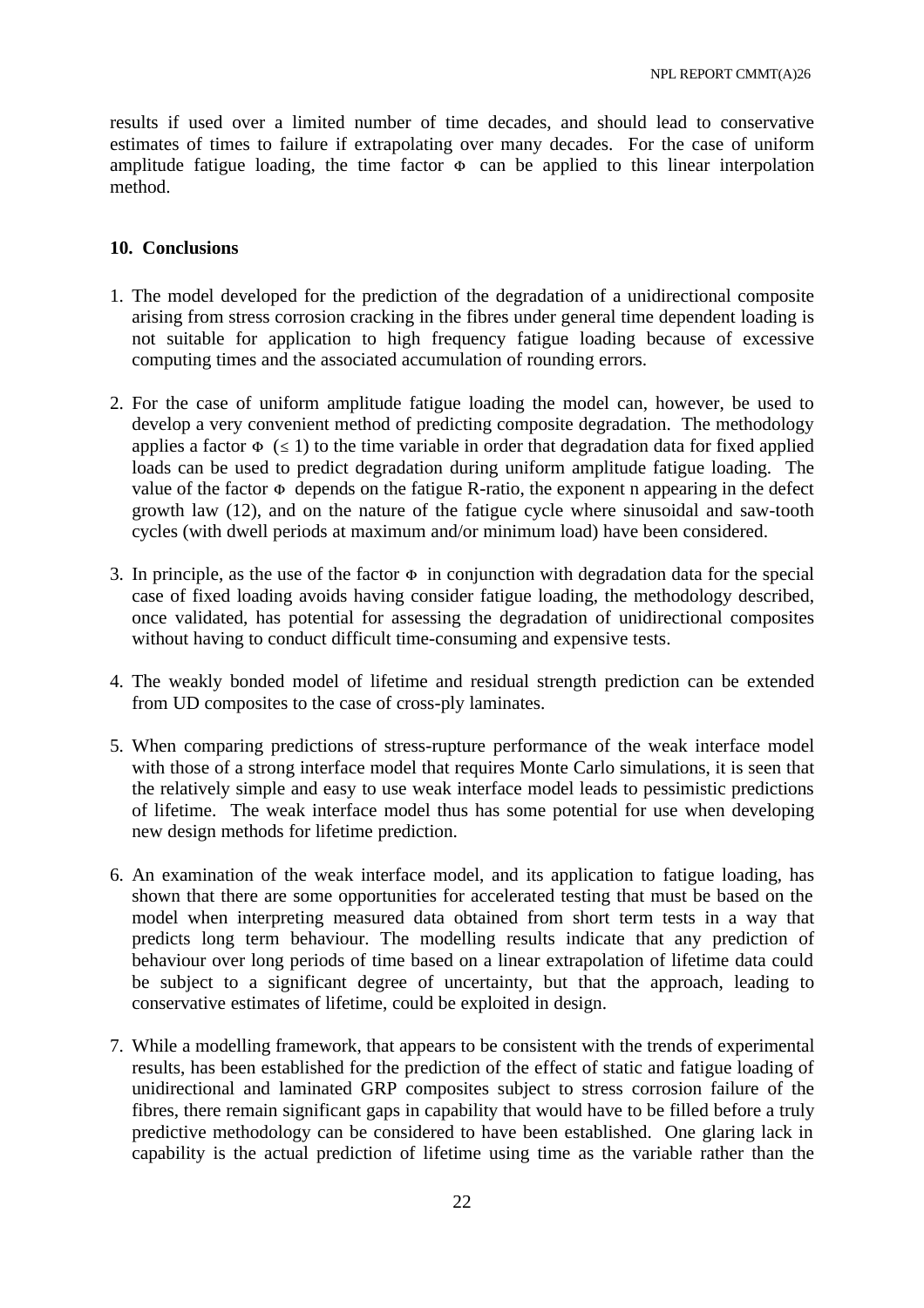results if used over a limited number of time decades, and should lead to conservative estimates of times to failure if extrapolating over many decades. For the case of uniform amplitude fatigue loading, the time factor $\Phi$ can be applied to this linear interpolation method.

## 10. Conclusions

1. The model developed for the prediction of the degradation of a unidirectional composite arising from stress corrosion cracking in the fibres under general time dependent loading is not suitable for application to high frequency fatigue loading because of excessive computing times and the associated accumulation of rounding errors.

2. For the case of uniform amplitude fatigue loading the model can, however, be used to develop a very convenient method of predicting composite degradation. The methodology applies a factor $\Phi$ ($\leq 1$) to the time variable in order that degradation data for fixed applied loads can be used to predict degradation during uniform amplitude fatigue loading. The value of the factor $\Phi$ depends on the fatigue R-ratio, the exponent n appearing in the defect growth law (12), and on the nature of the fatigue cycle where sinusoidal and saw-tooth cycles (with dwell periods at maximum and/or minimum load) have been considered.

3. In principle, as the use of the factor $\Phi$ in conjunction with degradation data for the special case of fixed loading avoids having consider fatigue loading, the methodology described, once validated, has potential for assessing the degradation of unidirectional composites without having to conduct difficult time-consuming and expensive tests.

4. The weakly bonded model of lifetime and residual strength prediction can be extended from UD composites to the case of cross-ply laminates.

5. When comparing predictions of stress-rupture performance of the weak interface model with those of a strong interface model that requires Monte Carlo simulations, it is seen that the relatively simple and easy to use weak interface model leads to pessimistic predictions of lifetime. The weak interface model thus has some potential for use when developing new design methods for lifetime prediction.

6. An examination of the weak interface model, and its application to fatigue loading, has shown that there are some opportunities for accelerated testing that must be based on the model when interpreting measured data obtained from short term tests in a way that predicts long term behaviour. The modelling results indicate that any prediction of behaviour over long periods of time based on a linear extrapolation of lifetime data could be subject to a significant degree of uncertainty, but that the approach, leading to conservative estimates of lifetime, could be exploited in design.

7. While a modelling framework, that appears to be consistent with the trends of experimental results, has been established for the prediction of the effect of static and fatigue loading of unidirectional and laminated GRP composites subject to stress corrosion failure of the fibres, there remain significant gaps in capability that would have to be filled before a truly predictive methodology can be considered to have been established. One glaring lack in capability is the actual prediction of lifetime using time as the variable rather than the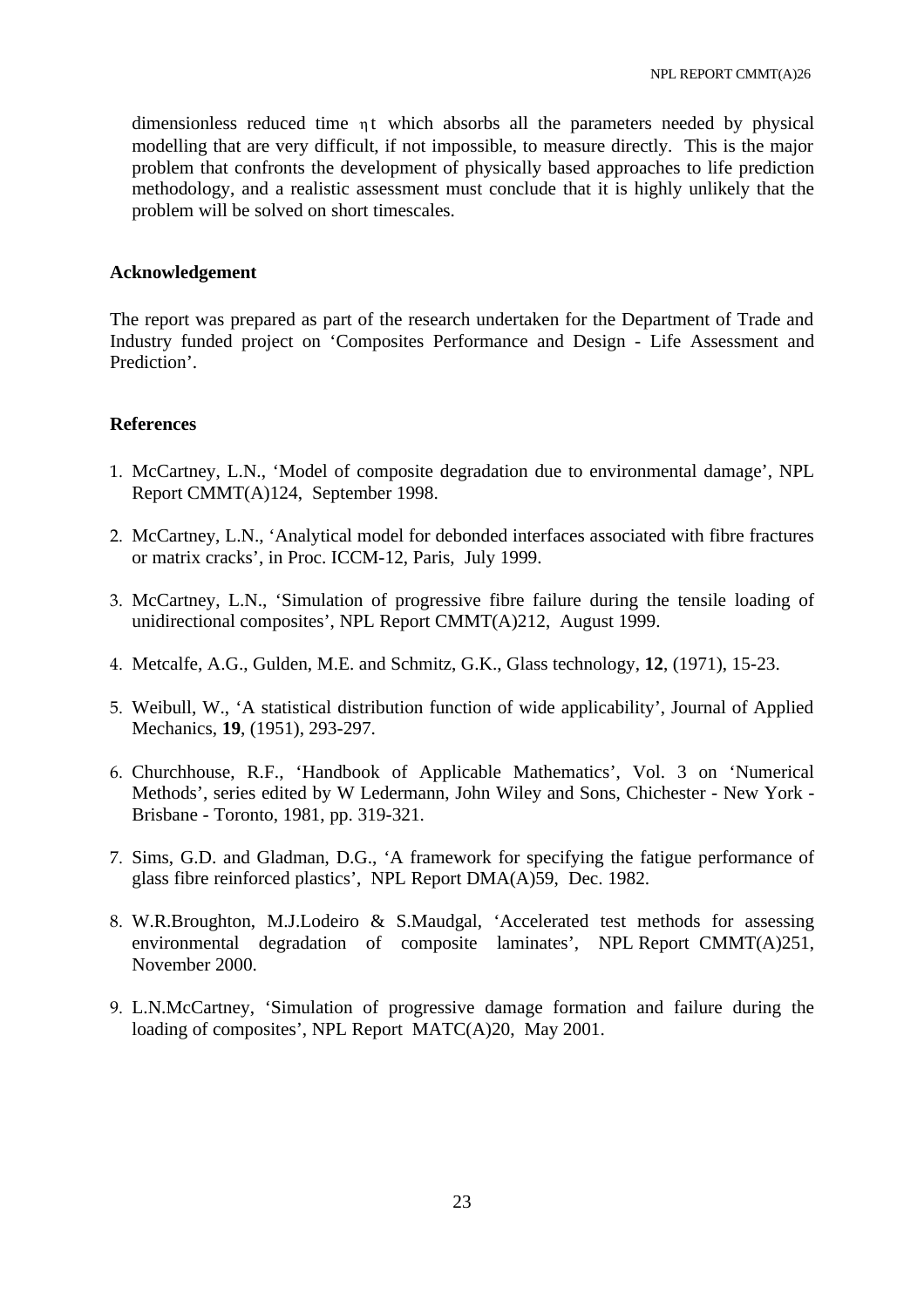dimensionless reduced time $\eta t$ which absorbs all the parameters needed by physical modelling that are very difficult, if not impossible, to measure directly. This is the major problem that confronts the development of physically based approaches to life prediction methodology, and a realistic assessment must conclude that it is highly unlikely that the problem will be solved on short timescales.

**Acknowledgement**

The report was prepared as part of the research undertaken for the Department of Trade and Industry funded project on 'Composites Performance and Design - Life Assessment and Prediction'.

**References**

1. McCartney, L.N., 'Model of composite degradation due to environmental damage', NPL Report CMMT(A)124, September 1998.
2. McCartney, L.N., 'Analytical model for debonded interfaces associated with fibre fractures or matrix cracks', in Proc. ICCM-12, Paris, July 1999.
3. McCartney, L.N., 'Simulation of progressive fibre failure during the tensile loading of unidirectional composites', NPL Report CMMT(A)212, August 1999.
4. Metcalfe, A.G., Gulden, M.E. and Schmitz, G.K., Glass technology, **12**, (1971), 15-23.
5. Weibull, W., 'A statistical distribution function of wide applicability', Journal of Applied Mechanics, **19**, (1951), 293-297.
6. Churchhouse, R.F., 'Handbook of Applicable Mathematics', Vol. 3 on 'Numerical Methods', series edited by W Ledermann, John Wiley and Sons, Chichester - New York - Brisbane - Toronto, 1981, pp. 319-321.
7. Sims, G.D. and Gladman, D.G., 'A framework for specifying the fatigue performance of glass fibre reinforced plastics', NPL Report DMA(A)59, Dec. 1982.
8. W.R.Broughton, M.J.Lodeiro & S.Maudgal, 'Accelerated test methods for assessing environmental degradation of composite laminates', NPL Report CMMT(A)251, November 2000.
9. L.N.McCartney, 'Simulation of progressive damage formation and failure during the loading of composites', NPL Report MATC(A)20, May 2001.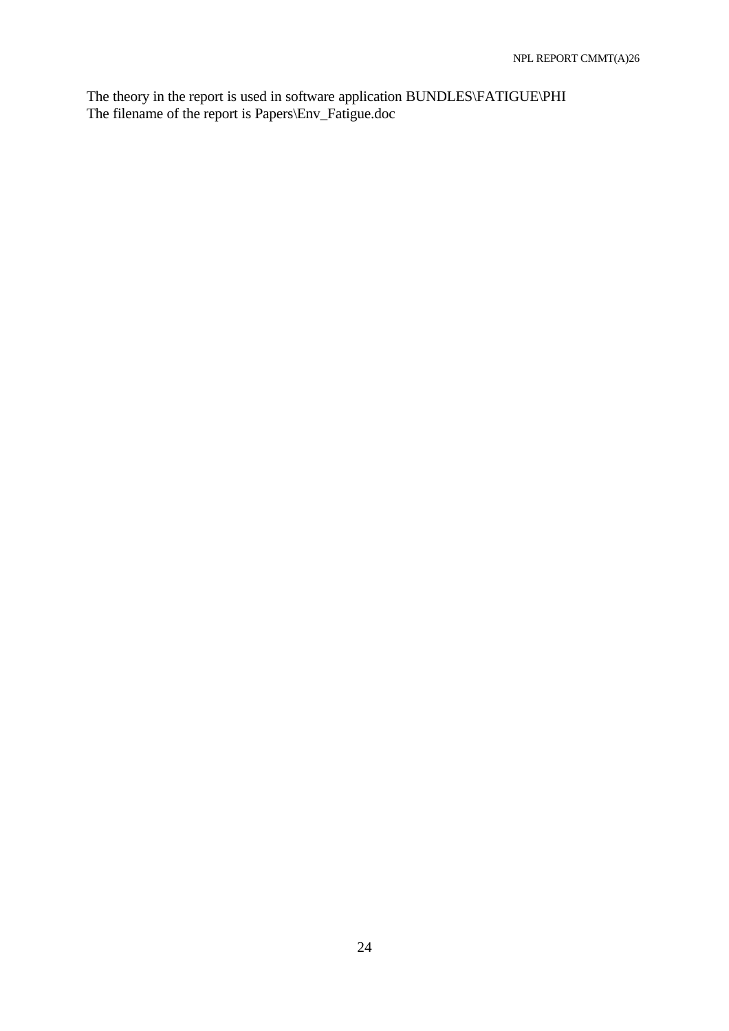The theory in the report is used in software application BUNDLES\FATIGUE\PHI
The filename of the report is Papers\Env_Fatigue.doc